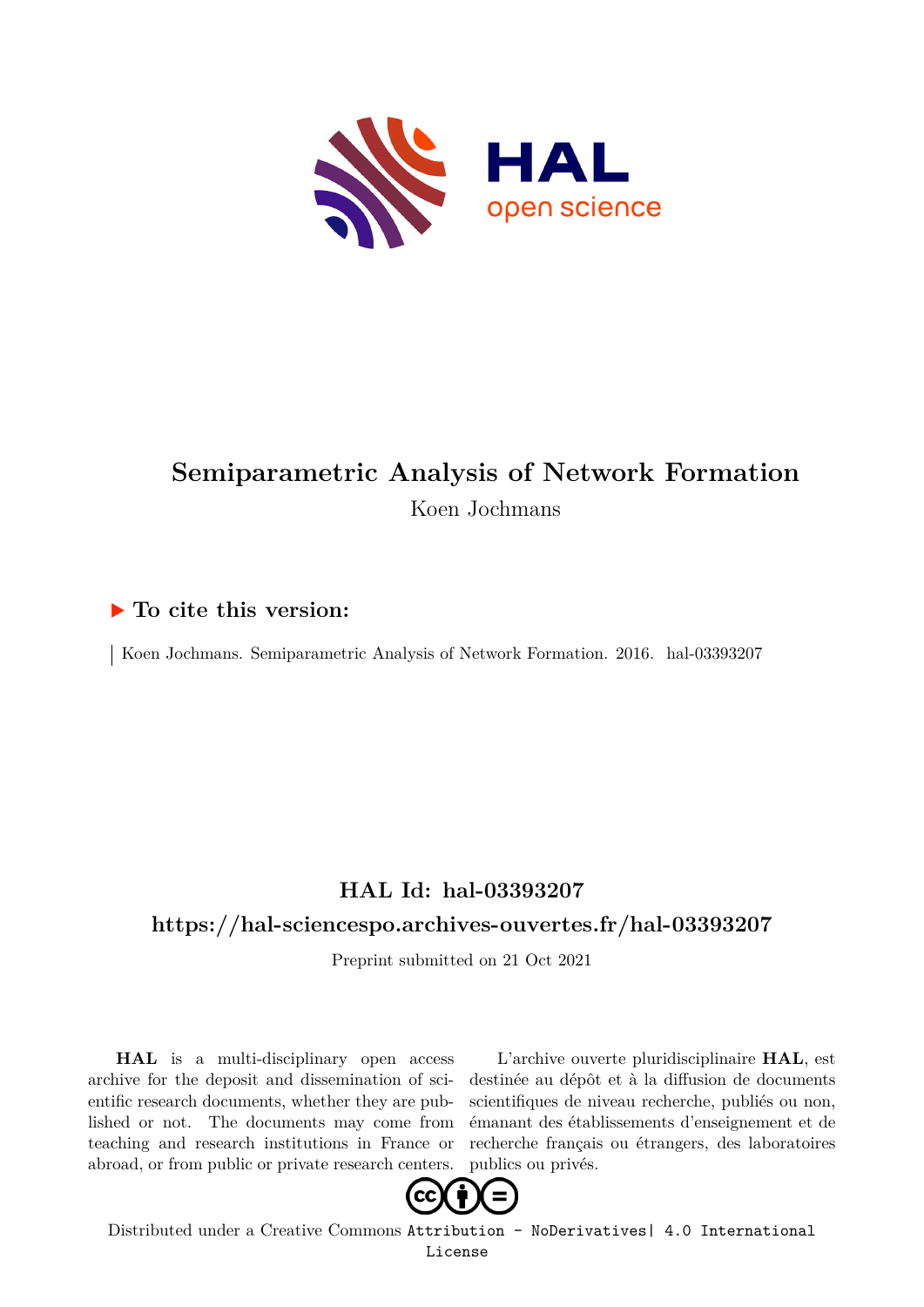# Semiparametric Analysis of Network Formation

Koen Jochmans

## ▶ To cite this version:

Koen Jochmans. Semiparametric Analysis of Network Formation. 2016. hal-03393207

## HAL Id: hal-03393207

## https://hal-sciencespo.archives-ouvertes.fr/hal-03393207

Preprint submitted on 21 Oct 2021

**HAL** is a multi-disciplinary open access archive for the deposit and dissemination of scientific research documents, whether they are published or not. The documents may come from teaching and research institutions in France or abroad, or from public or private research centers.

L'archive ouverte pluridisciplinaire **HAL**, est destinée au dépôt et à la diffusion de documents scientifiques de niveau recherche, publiés ou non, émanant des établissements d'enseignement et de recherche français ou étrangers, des laboratoires publics ou privés.

Distributed under a Creative Commons Attribution - NoDerivatives| 4.0 International License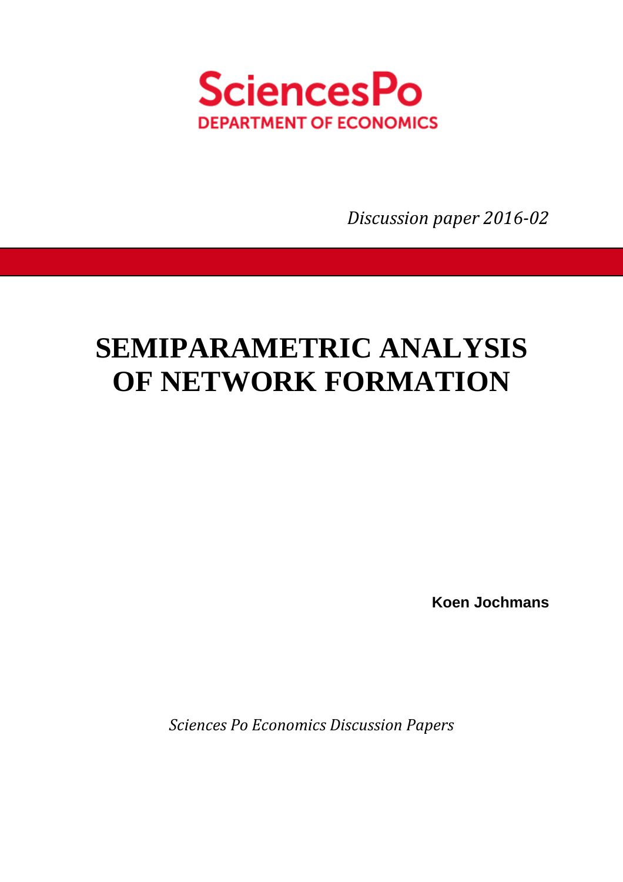SciencesPo
DEPARTMENT OF ECONOMICS

*Discussion paper 2016-02*

# SEMIPARAMETRIC ANALYSIS OF NETWORK FORMATION

**Koen Jochmans**

*Sciences Po Economics Discussion Papers*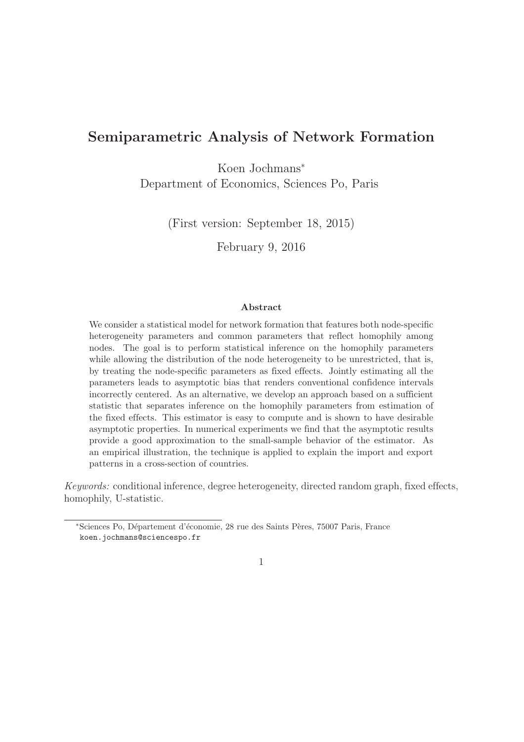# Semiparametric Analysis of Network Formation

Koen Jochmans*
Department of Economics, Sciences Po, Paris

(First version: September 18, 2015)

February 9, 2016

### Abstract

We consider a statistical model for network formation that features both node-specific heterogeneity parameters and common parameters that reflect homophily among nodes. The goal is to perform statistical inference on the homophily parameters while allowing the distribution of the node heterogeneity to be unrestricted, that is, by treating the node-specific parameters as fixed effects. Jointly estimating all the parameters leads to asymptotic bias that renders conventional confidence intervals incorrectly centered. As an alternative, we develop an approach based on a sufficient statistic that separates inference on the homophily parameters from estimation of the fixed effects. This estimator is easy to compute and is shown to have desirable asymptotic properties. In numerical experiments we find that the asymptotic results provide a good approximation to the small-sample behavior of the estimator. As an empirical illustration, the technique is applied to explain the import and export patterns in a cross-section of countries.

*Keywords:* conditional inference, degree heterogeneity, directed random graph, fixed effects, homophily, U-statistic.

---

*Sciences Po, Département d'économie, 28 rue des Saints Pères, 75007 Paris, France
koen.jochmans@sciencespo.fr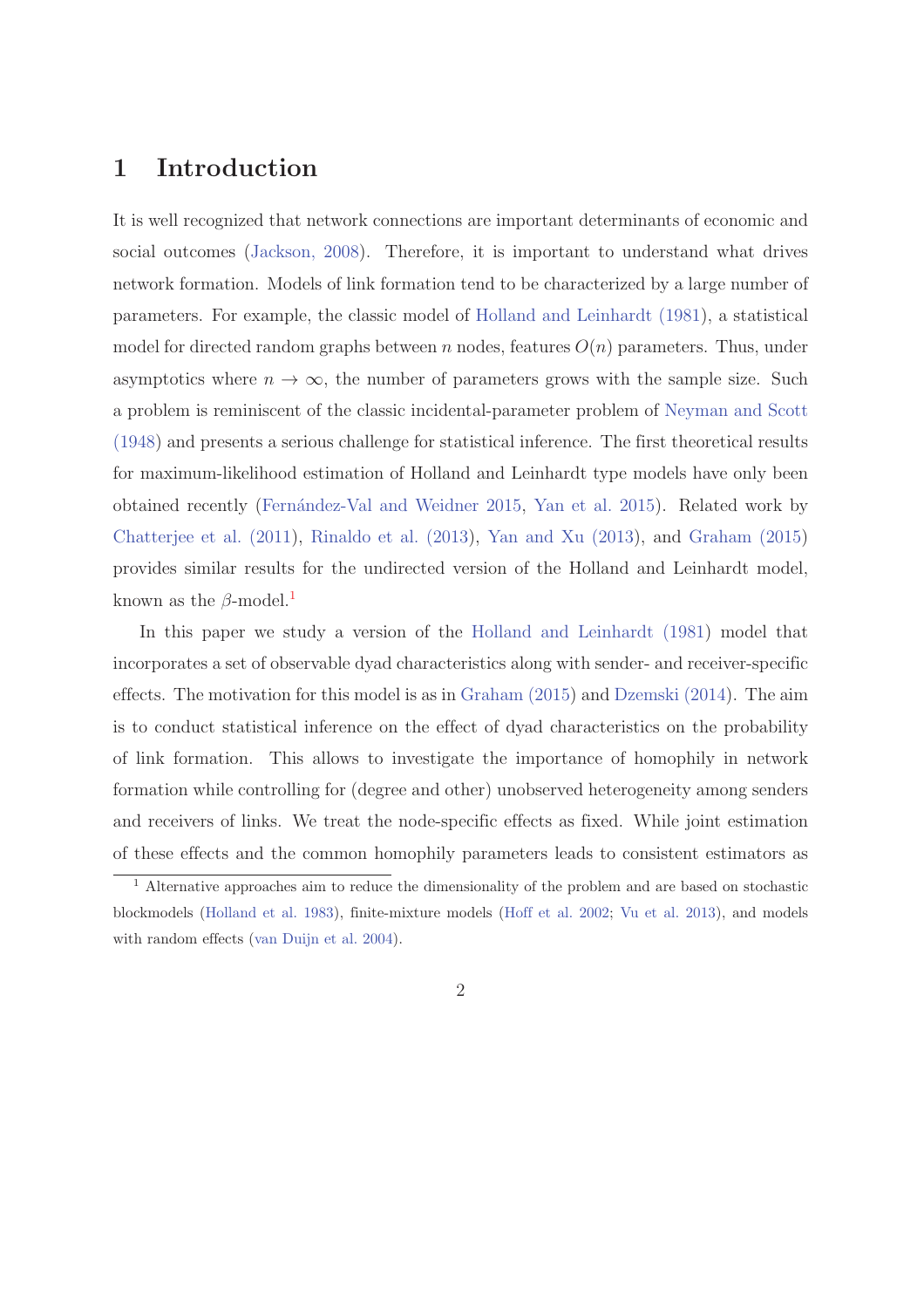# 1 Introduction

It is well recognized that network connections are important determinants of economic and social outcomes (Jackson, 2008). Therefore, it is important to understand what drives network formation. Models of link formation tend to be characterized by a large number of parameters. For example, the classic model of Holland and Leinhardt (1981), a statistical model for directed random graphs between $n$ nodes, features $O(n)$ parameters. Thus, under asymptotics where $n \to \infty$, the number of parameters grows with the sample size. Such a problem is reminiscent of the classic incidental-parameter problem of Neyman and Scott (1948) and presents a serious challenge for statistical inference. The first theoretical results for maximum-likelihood estimation of Holland and Leinhardt type models have only been obtained recently (Fernández-Val and Weidner 2015, Yan et al. 2015). Related work by Chatterjee et al. (2011), Rinaldo et al. (2013), Yan and Xu (2013), and Graham (2015) provides similar results for the undirected version of the Holland and Leinhardt model, known as the $\beta$-model.[1]

In this paper we study a version of the Holland and Leinhardt (1981) model that incorporates a set of observable dyad characteristics along with sender- and receiver-specific effects. The motivation for this model is as in Graham (2015) and Dzemski (2014). The aim is to conduct statistical inference on the effect of dyad characteristics on the probability of link formation. This allows to investigate the importance of homophily in network formation while controlling for (degree and other) unobserved heterogeneity among senders and receivers of links. We treat the node-specific effects as fixed. While joint estimation of these effects and the common homophily parameters leads to consistent estimators as

[1] Alternative approaches aim to reduce the dimensionality of the problem and are based on stochastic blockmodels (Holland et al. 1983), finite-mixture models (Hoff et al. 2002; Vu et al. 2013), and models with random effects (van Duijn et al. 2004).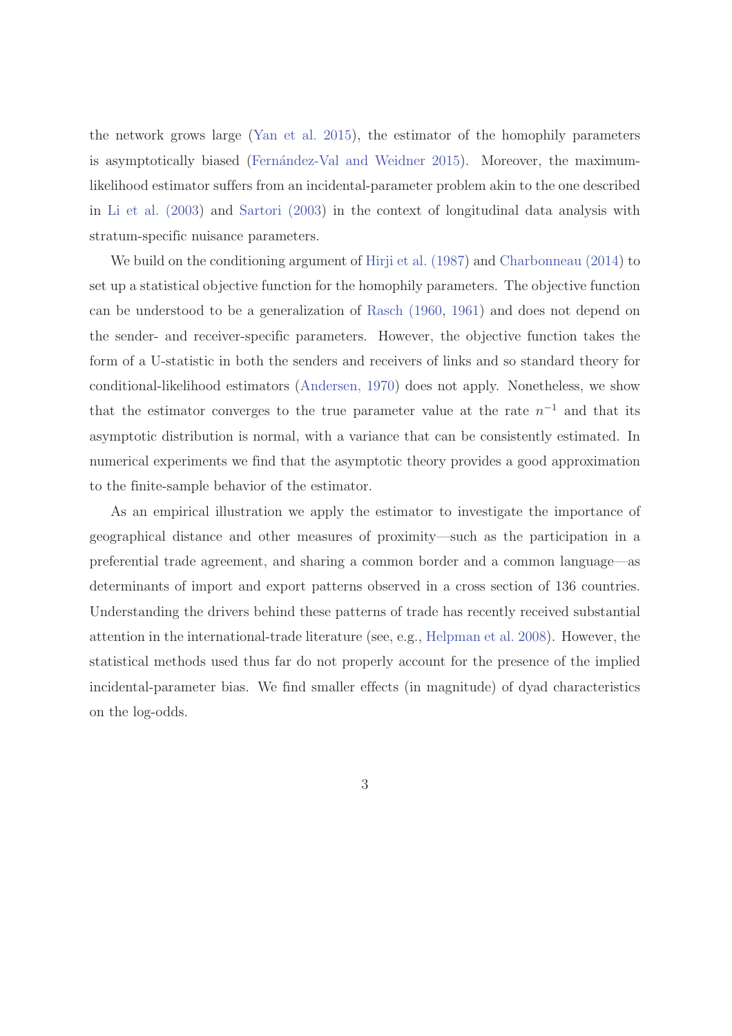the network grows large (Yan et al. 2015), the estimator of the homophily parameters is asymptotically biased (Fernández-Val and Weidner 2015). Moreover, the maximum-likelihood estimator suffers from an incidental-parameter problem akin to the one described in Li et al. (2003) and Sartori (2003) in the context of longitudinal data analysis with stratum-specific nuisance parameters.

We build on the conditioning argument of Hirji et al. (1987) and Charbonneau (2014) to set up a statistical objective function for the homophily parameters. The objective function can be understood to be a generalization of Rasch (1960, 1961) and does not depend on the sender- and receiver-specific parameters. However, the objective function takes the form of a U-statistic in both the senders and receivers of links and so standard theory for conditional-likelihood estimators (Andersen, 1970) does not apply. Nonetheless, we show that the estimator converges to the true parameter value at the rate $n^{-1}$ and that its asymptotic distribution is normal, with a variance that can be consistently estimated. In numerical experiments we find that the asymptotic theory provides a good approximation to the finite-sample behavior of the estimator.

As an empirical illustration we apply the estimator to investigate the importance of geographical distance and other measures of proximity—such as the participation in a preferential trade agreement, and sharing a common border and a common language—as determinants of import and export patterns observed in a cross section of 136 countries. Understanding the drivers behind these patterns of trade has recently received substantial attention in the international-trade literature (see, e.g., Helpman et al. 2008). However, the statistical methods used thus far do not properly account for the presence of the implied incidental-parameter bias. We find smaller effects (in magnitude) of dyad characteristics on the log-odds.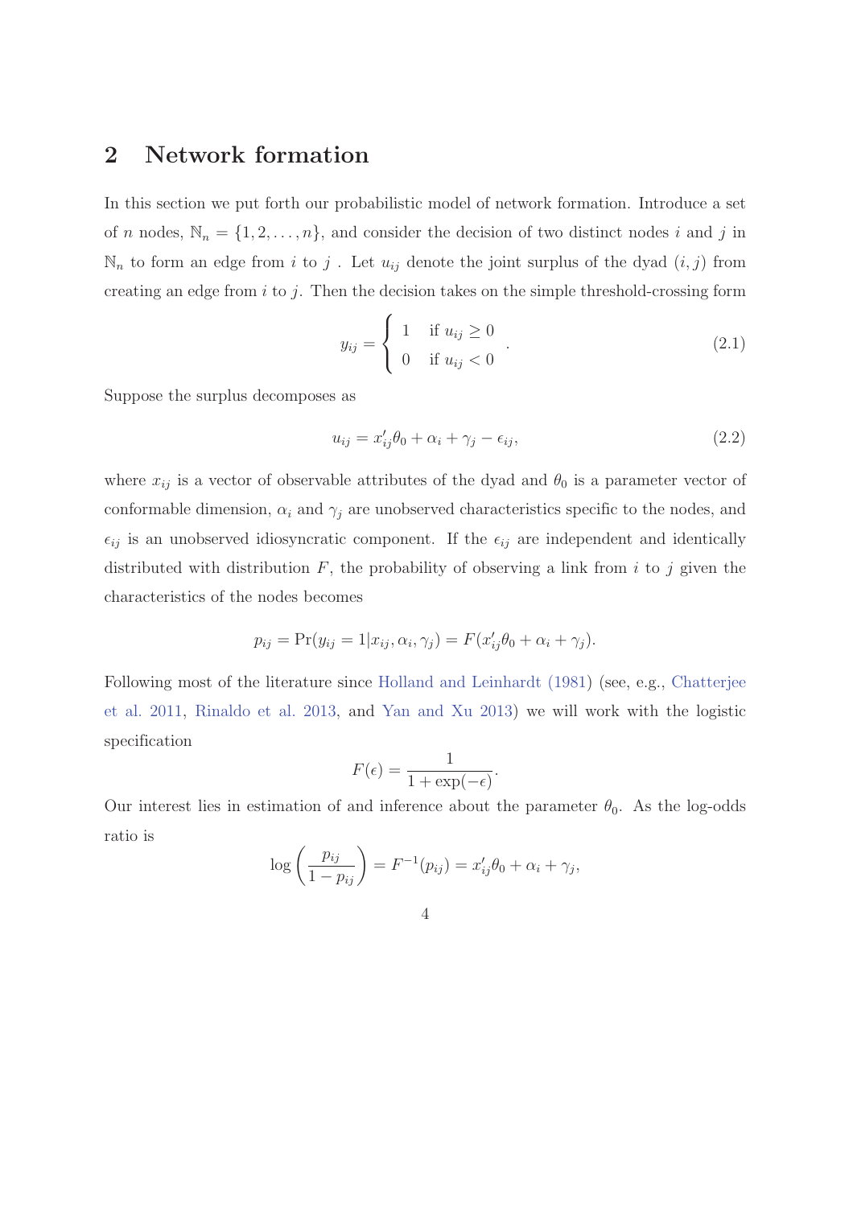## 2 Network formation

In this section we put forth our probabilistic model of network formation. Introduce a set of $n$ nodes, $\mathbb{N}_n = \{1, 2, \ldots, n\}$, and consider the decision of two distinct nodes $i$ and $j$ in $\mathbb{N}_n$ to form an edge from $i$ to $j$ . Let $u_{ij}$ denote the joint surplus of the dyad $(i, j)$ from creating an edge from $i$ to $j$. Then the decision takes on the simple threshold-crossing form

$$y_{ij} = \begin{cases} 1 & \text{if } u_{ij} \geq 0 \\ 0 & \text{if } u_{ij} < 0 \end{cases}. \tag{2.1}$$

Suppose the surplus decomposes as

$$u_{ij} = x_{ij}'\theta_0 + \alpha_i + \gamma_j - \epsilon_{ij}, \tag{2.2}$$

where $x_{ij}$ is a vector of observable attributes of the dyad and $\theta_0$ is a parameter vector of conformable dimension, $\alpha_i$ and $\gamma_j$ are unobserved characteristics specific to the nodes, and $\epsilon_{ij}$ is an unobserved idiosyncratic component. If the $\epsilon_{ij}$ are independent and identically distributed with distribution $F$, the probability of observing a link from $i$ to $j$ given the characteristics of the nodes becomes

$$p_{ij} = \Pr(y_{ij} = 1 | x_{ij}, \alpha_i, \gamma_j) = F(x_{ij}'\theta_0 + \alpha_i + \gamma_j).$$

Following most of the literature since Holland and Leinhardt (1981) (see, e.g., Chatterjee et al. 2011, Rinaldo et al. 2013, and Yan and Xu 2013) we will work with the logistic specification

$$F(\epsilon) = \frac{1}{1 + \exp(-\epsilon)}.$$

Our interest lies in estimation of and inference about the parameter $\theta_0$. As the log-odds ratio is

$$\log\left(\frac{p_{ij}}{1 - p_{ij}}\right) = F^{-1}(p_{ij}) = x_{ij}'\theta_0 + \alpha_i + \gamma_j,$$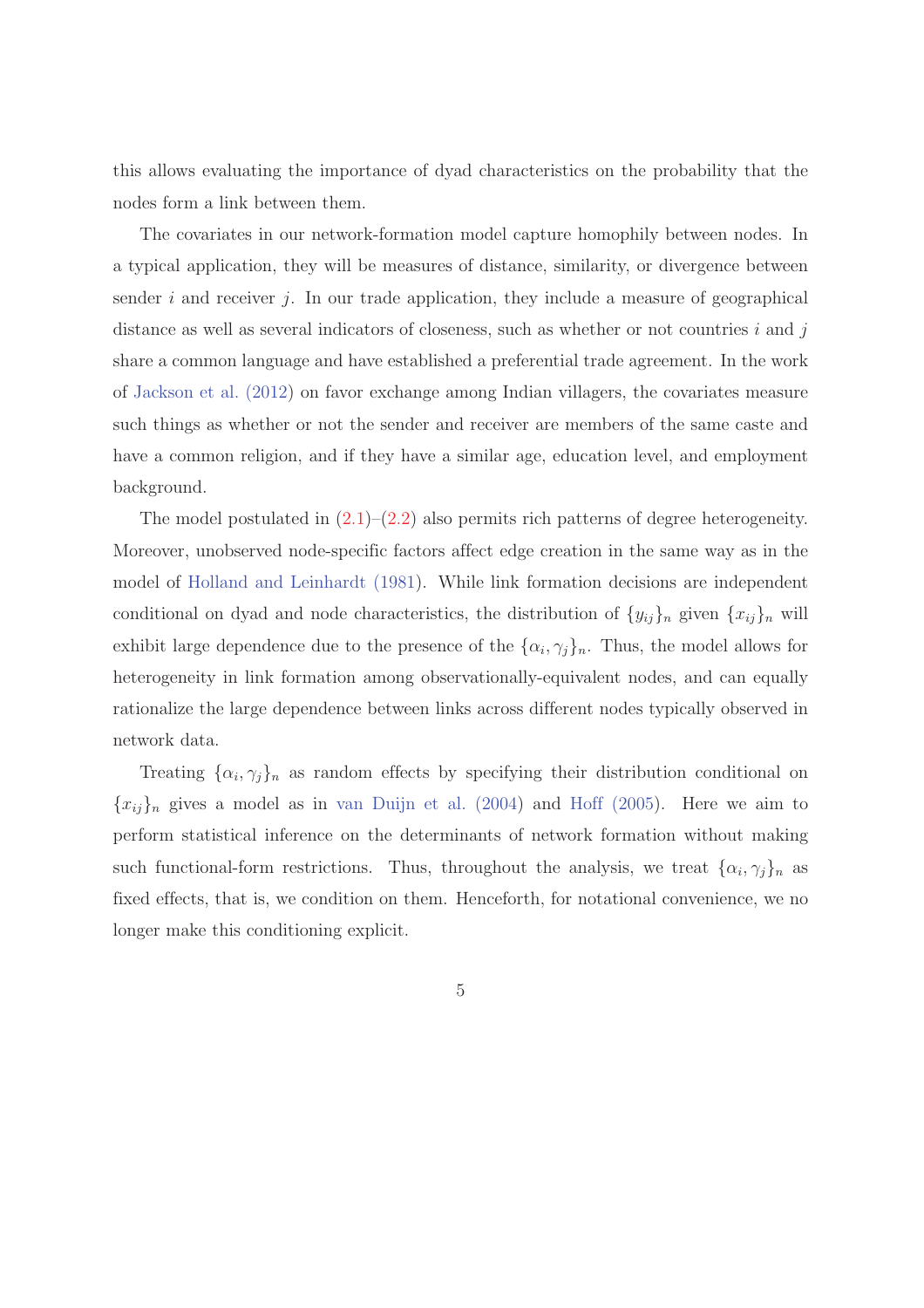this allows evaluating the importance of dyad characteristics on the probability that the nodes form a link between them.

The covariates in our network-formation model capture homophily between nodes. In a typical application, they will be measures of distance, similarity, or divergence between sender $i$ and receiver $j$. In our trade application, they include a measure of geographical distance as well as several indicators of closeness, such as whether or not countries $i$ and $j$ share a common language and have established a preferential trade agreement. In the work of Jackson et al. (2012) on favor exchange among Indian villagers, the covariates measure such things as whether or not the sender and receiver are members of the same caste and have a common religion, and if they have a similar age, education level, and employment background.

The model postulated in (2.1)–(2.2) also permits rich patterns of degree heterogeneity. Moreover, unobserved node-specific factors affect edge creation in the same way as in the model of Holland and Leinhardt (1981). While link formation decisions are independent conditional on dyad and node characteristics, the distribution of $\{y_{ij}\}_n$ given $\{x_{ij}\}_n$ will exhibit large dependence due to the presence of the $\{\alpha_i, \gamma_j\}_n$. Thus, the model allows for heterogeneity in link formation among observationally-equivalent nodes, and can equally rationalize the large dependence between links across different nodes typically observed in network data.

Treating $\{\alpha_i, \gamma_j\}_n$ as random effects by specifying their distribution conditional on $\{x_{ij}\}_n$ gives a model as in van Duijn et al. (2004) and Hoff (2005). Here we aim to perform statistical inference on the determinants of network formation without making such functional-form restrictions. Thus, throughout the analysis, we treat $\{\alpha_i, \gamma_j\}_n$ as fixed effects, that is, we condition on them. Henceforth, for notational convenience, we no longer make this conditioning explicit.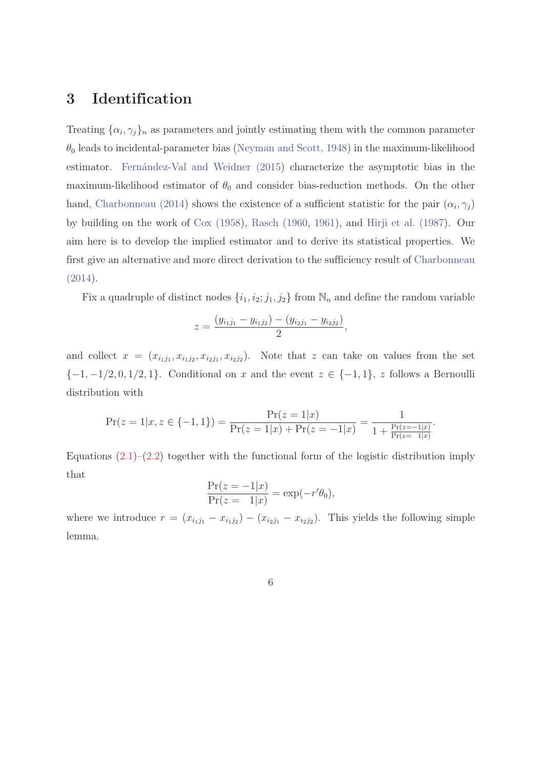## 3 Identification

Treating $\{\alpha_i, \gamma_j\}_n$ as parameters and jointly estimating them with the common parameter $\theta_0$ leads to incidental-parameter bias (Neyman and Scott, 1948) in the maximum-likelihood estimator. Fernández-Val and Weidner (2015) characterize the asymptotic bias in the maximum-likelihood estimator of $\theta_0$ and consider bias-reduction methods. On the other hand, Charbonneau (2014) shows the existence of a sufficient statistic for the pair $(\alpha_i, \gamma_j)$ by building on the work of Cox (1958), Rasch (1960, 1961), and Hirji et al. (1987). Our aim here is to develop the implied estimator and to derive its statistical properties. We first give an alternative and more direct derivation to the sufficiency result of Charbonneau (2014).

Fix a quadruple of distinct nodes $\{i_1, i_2; j_1, j_2\}$ from $\mathbb{N}_n$ and define the random variable

$$z = \frac{(y_{i_1 j_1} - y_{i_1 j_2}) - (y_{i_2 j_1} - y_{i_2 j_2})}{2},$$

and collect $x = (x_{i_1 j_1}, x_{i_1 j_2}, x_{i_2 j_1}, x_{i_2 j_2})$. Note that $z$ can take on values from the set $\{-1, -1/2, 0, 1/2, 1\}$. Conditional on $x$ and the event $z \in \{-1, 1\}$, $z$ follows a Bernoulli distribution with

$$\Pr(z = 1 | x, z \in \{-1, 1\}) = \frac{\Pr(z = 1|x)}{\Pr(z = 1|x) + \Pr(z = -1|x)} = \frac{1}{1 + \frac{\Pr(z=-1|x)}{\Pr(z=\phantom{-}1|x)}}.$$

Equations (2.1)–(2.2) together with the functional form of the logistic distribution imply that

$$\frac{\Pr(z = -1|x)}{\Pr(z = \phantom{-}1|x)} = \exp(-r'\theta_0),$$

where we introduce $r = (x_{i_1 j_1} - x_{i_1 j_2}) - (x_{i_2 j_1} - x_{i_2 j_2})$. This yields the following simple lemma.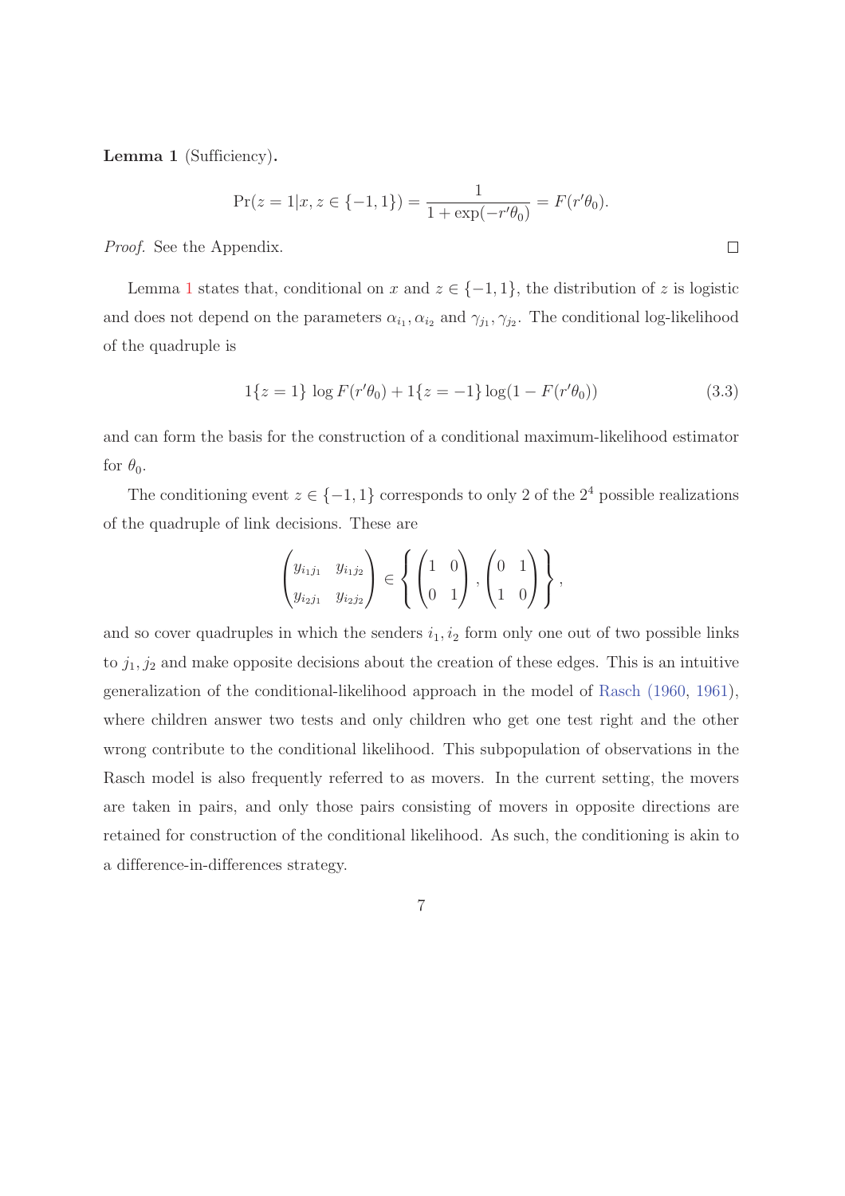**Lemma 1** (Sufficiency)**.**

$$\Pr(z = 1|x, z \in \{-1, 1\}) = \frac{1}{1 + \exp(-r'\theta_0)} = F(r'\theta_0).$$

*Proof.* See the Appendix. $\square$

Lemma 1 states that, conditional on $x$ and $z \in \{-1, 1\}$, the distribution of $z$ is logistic and does not depend on the parameters $\alpha_{i_1}, \alpha_{i_2}$ and $\gamma_{j_1}, \gamma_{j_2}$. The conditional log-likelihood of the quadruple is

$$1\{z = 1\} \log F(r'\theta_0) + 1\{z = -1\} \log(1 - F(r'\theta_0)) \tag{3.3}$$

and can form the basis for the construction of a conditional maximum-likelihood estimator for $\theta_0$.

The conditioning event $z \in \{-1, 1\}$ corresponds to only 2 of the $2^4$ possible realizations of the quadruple of link decisions. These are

$$\begin{pmatrix} y_{i_1 j_1} & y_{i_1 j_2} \\ y_{i_2 j_1} & y_{i_2 j_2} \end{pmatrix} \in \left\{ \begin{pmatrix} 1 & 0 \\ 0 & 1 \end{pmatrix}, \begin{pmatrix} 0 & 1 \\ 1 & 0 \end{pmatrix} \right\},$$

and so cover quadruples in which the senders $i_1, i_2$ form only one out of two possible links to $j_1, j_2$ and make opposite decisions about the creation of these edges. This is an intuitive generalization of the conditional-likelihood approach in the model of Rasch (1960, 1961), where children answer two tests and only children who get one test right and the other wrong contribute to the conditional likelihood. This subpopulation of observations in the Rasch model is also frequently referred to as movers. In the current setting, the movers are taken in pairs, and only those pairs consisting of movers in opposite directions are retained for construction of the conditional likelihood. As such, the conditioning is akin to a difference-in-differences strategy.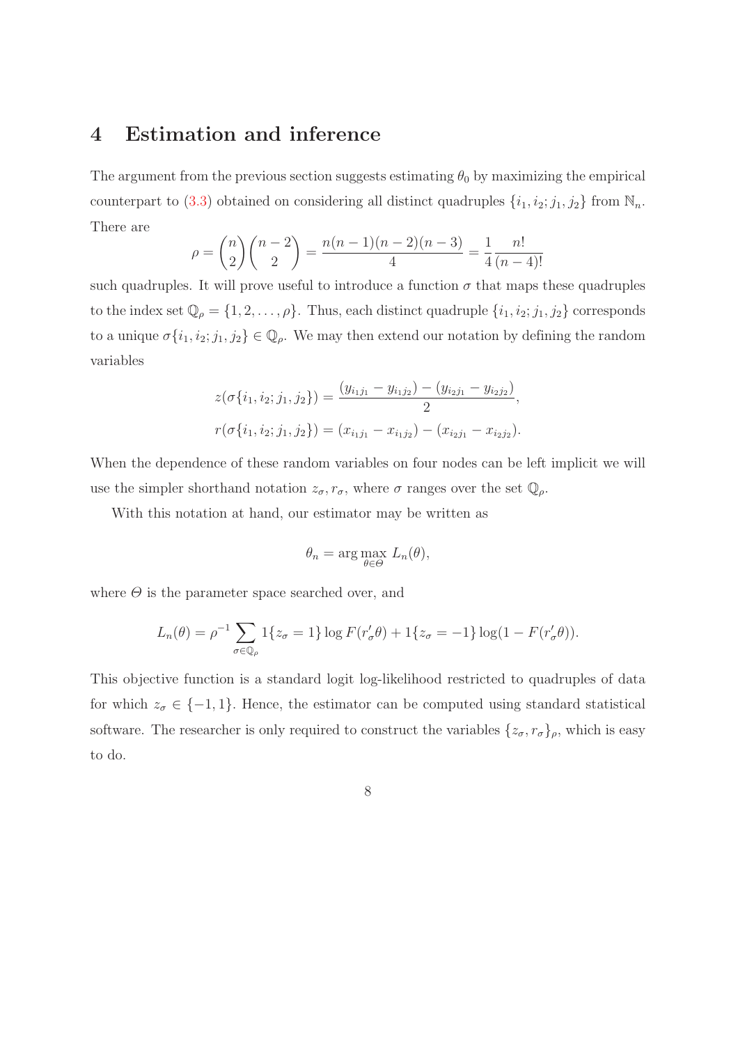## 4 Estimation and inference

The argument from the previous section suggests estimating $\theta_0$ by maximizing the empirical counterpart to (3.3) obtained on considering all distinct quadruples $\{i_1, i_2; j_1, j_2\}$ from $\mathbb{N}_n$. There are

$$\rho = \binom{n}{2}\binom{n-2}{2} = \frac{n(n-1)(n-2)(n-3)}{4} = \frac{1}{4}\frac{n!}{(n-4)!}$$

such quadruples. It will prove useful to introduce a function $\sigma$ that maps these quadruples to the index set $\mathbb{Q}_\rho = \{1, 2, \ldots, \rho\}$. Thus, each distinct quadruple $\{i_1, i_2; j_1, j_2\}$ corresponds to a unique $\sigma\{i_1, i_2; j_1, j_2\} \in \mathbb{Q}_\rho$. We may then extend our notation by defining the random variables

$$z(\sigma\{i_1, i_2; j_1, j_2\}) = \frac{(y_{i_1 j_1} - y_{i_1 j_2}) - (y_{i_2 j_1} - y_{i_2 j_2})}{2},$$
$$r(\sigma\{i_1, i_2; j_1, j_2\}) = (x_{i_1 j_1} - x_{i_1 j_2}) - (x_{i_2 j_1} - x_{i_2 j_2}).$$

When the dependence of these random variables on four nodes can be left implicit we will use the simpler shorthand notation $z_\sigma, r_\sigma$, where $\sigma$ ranges over the set $\mathbb{Q}_\rho$.

With this notation at hand, our estimator may be written as

$$\theta_n = \arg\max_{\theta \in \Theta} L_n(\theta),$$

where $\Theta$ is the parameter space searched over, and

$$L_n(\theta) = \rho^{-1} \sum_{\sigma \in \mathbb{Q}_\rho} 1\{z_\sigma = 1\} \log F(r_\sigma' \theta) + 1\{z_\sigma = -1\} \log(1 - F(r_\sigma' \theta)).$$

This objective function is a standard logit log-likelihood restricted to quadruples of data for which $z_\sigma \in \{-1, 1\}$. Hence, the estimator can be computed using standard statistical software. The researcher is only required to construct the variables $\{z_\sigma, r_\sigma\}_\rho$, which is easy to do.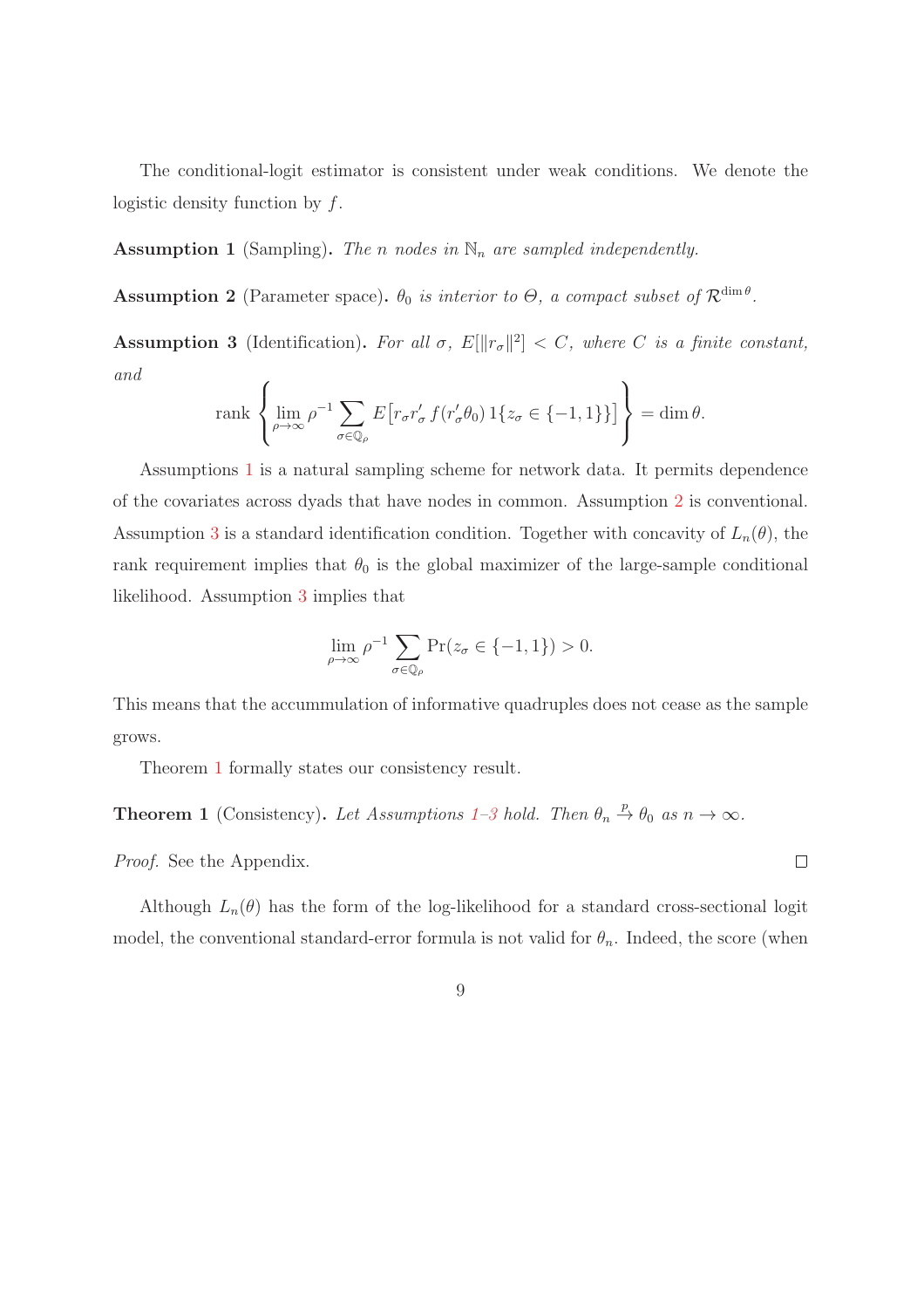The conditional-logit estimator is consistent under weak conditions. We denote the logistic density function by $f$.

**Assumption 1** (Sampling). *The $n$ nodes in $\mathbb{N}_n$ are sampled independently.*

**Assumption 2** (Parameter space). *$\theta_0$ is interior to $\Theta$, a compact subset of $\mathcal{R}^{\dim \theta}$.*

**Assumption 3** (Identification). *For all $\sigma$, $E[\|r_\sigma\|^2] < C$, where $C$ is a finite constant, and*

$$\operatorname{rank}\left\{ \lim_{\rho \to \infty} \rho^{-1} \sum_{\sigma \in \mathbb{Q}_\rho} E\left[ r_\sigma r_\sigma' \, f(r_\sigma' \theta_0) \, 1\{z_\sigma \in \{-1, 1\}\} \right] \right\} = \dim \theta.$$

Assumptions 1 is a natural sampling scheme for network data. It permits dependence of the covariates across dyads that have nodes in common. Assumption 2 is conventional. Assumption 3 is a standard identification condition. Together with concavity of $L_n(\theta)$, the rank requirement implies that $\theta_0$ is the global maximizer of the large-sample conditional likelihood. Assumption 3 implies that

$$\lim_{\rho \to \infty} \rho^{-1} \sum_{\sigma \in \mathbb{Q}_\rho} \Pr(z_\sigma \in \{-1, 1\}) > 0.$$

This means that the accummulation of informative quadruples does not cease as the sample grows.

Theorem 1 formally states our consistency result.

**Theorem 1** (Consistency). *Let Assumptions 1–3 hold. Then $\theta_n \xrightarrow{p} \theta_0$ as $n \to \infty$.*

*Proof.* See the Appendix. □

Although $L_n(\theta)$ has the form of the log-likelihood for a standard cross-sectional logit model, the conventional standard-error formula is not valid for $\theta_n$. Indeed, the score (when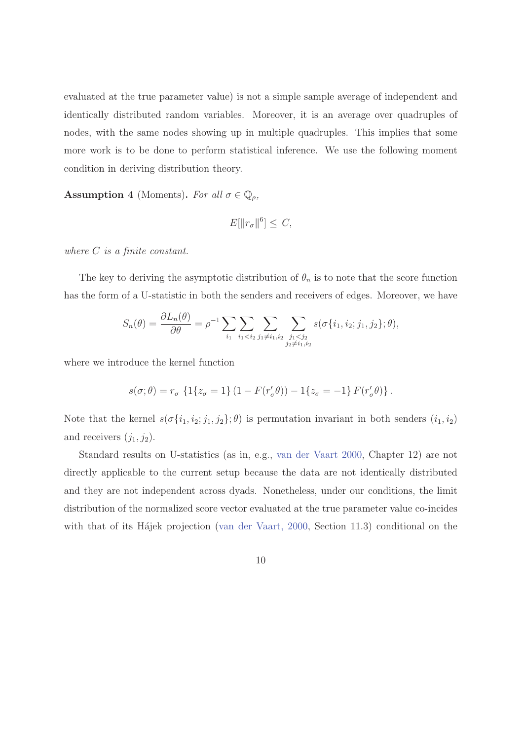evaluated at the true parameter value) is not a simple sample average of independent and identically distributed random variables. Moreover, it is an average over quadruples of nodes, with the same nodes showing up in multiple quadruples. This implies that some more work is to be done to perform statistical inference. We use the following moment condition in deriving distribution theory.

**Assumption 4** (Moments)**.** *For all $\sigma \in \mathbb{Q}_\rho$,*

$$E[\|r_\sigma\|^6] \leq C,$$

*where $C$ is a finite constant.*

The key to deriving the asymptotic distribution of $\theta_n$ is to note that the score function has the form of a U-statistic in both the senders and receivers of edges. Moreover, we have

$$S_n(\theta) = \frac{\partial L_n(\theta)}{\partial \theta} = \rho^{-1} \sum_{i_1} \sum_{i_1 < i_2} \sum_{j_1 \neq i_1, i_2} \sum_{\substack{j_1 < j_2 \\ j_2 \neq i_1, i_2}} s(\sigma\{i_1, i_2; j_1, j_2\}; \theta),$$

where we introduce the kernel function

$$s(\sigma; \theta) = r_\sigma \left\{ 1\{z_\sigma = 1\} \left(1 - F(r_\sigma' \theta)\right) - 1\{z_\sigma = -1\} F(r_\sigma' \theta) \right\}.$$

Note that the kernel $s(\sigma\{i_1, i_2; j_1, j_2\}; \theta)$ is permutation invariant in both senders $(i_1, i_2)$ and receivers $(j_1, j_2)$.

Standard results on U-statistics (as in, e.g., van der Vaart 2000, Chapter 12) are not directly applicable to the current setup because the data are not identically distributed and they are not independent across dyads. Nonetheless, under our conditions, the limit distribution of the normalized score vector evaluated at the true parameter value co-incides with that of its Hájek projection (van der Vaart, 2000, Section 11.3) conditional on the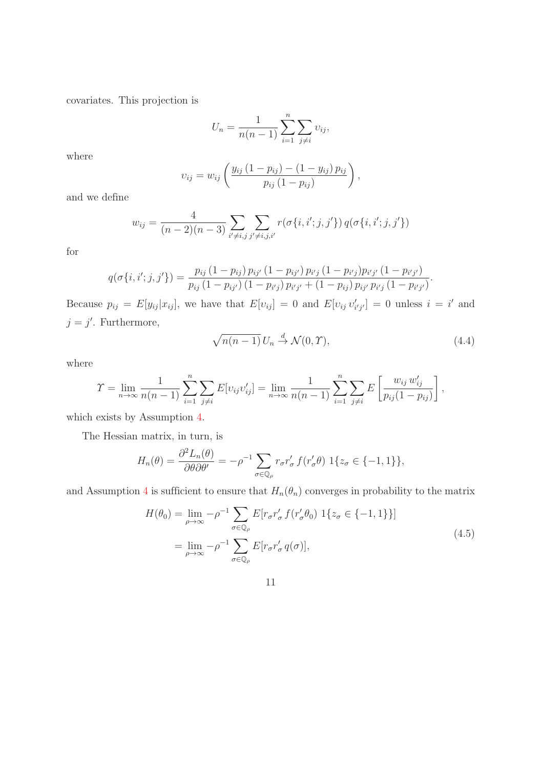covariates. This projection is

$$U_n = \frac{1}{n(n-1)} \sum_{i=1}^{n} \sum_{j \neq i} \upsilon_{ij},$$

where

$$\upsilon_{ij} = w_{ij} \left( \frac{y_{ij}\,(1-p_{ij}) - (1-y_{ij})\,p_{ij}}{p_{ij}\,(1-p_{ij})} \right),$$

and we define

$$w_{ij} = \frac{4}{(n-2)(n-3)} \sum_{i' \neq i,j} \sum_{j' \neq i,j,i'} r(\sigma\{i,i';j,j'\})\, q(\sigma\{i,i';j,j'\})$$

for

$$q(\sigma\{i,i';j,j'\}) = \frac{p_{ij}\,(1-p_{ij})\,p_{ij'}\,(1-p_{ij'})\,p_{i'j}\,(1-p_{i'j})p_{i'j'}\,(1-p_{i'j'})}{p_{ij}\,(1-p_{ij'})\,(1-p_{i'j})\,p_{i'j'} + (1-p_{ij})\,p_{ij'}\,p_{i'j}\,(1-p_{i'j'})}.$$

Because $p_{ij} = E[y_{ij}|x_{ij}]$, we have that $E[\upsilon_{ij}] = 0$ and $E[\upsilon_{ij}\,\upsilon'_{i'j'}] = 0$ unless $i = i'$ and $j = j'$. Furthermore,

$$\sqrt{n(n-1)}\,U_n \xrightarrow{d} \mathcal{N}(0, \Upsilon), \tag{4.4}$$

where

$$\Upsilon = \lim_{n\to\infty} \frac{1}{n(n-1)} \sum_{i=1}^{n} \sum_{j \neq i} E[\upsilon_{ij}\upsilon'_{ij}] = \lim_{n\to\infty} \frac{1}{n(n-1)} \sum_{i=1}^{n} \sum_{j \neq i} E\left[\frac{w_{ij}\,w'_{ij}}{p_{ij}(1-p_{ij})}\right],$$

which exists by Assumption 4.

The Hessian matrix, in turn, is

$$H_n(\theta) = \frac{\partial^2 L_n(\theta)}{\partial\theta\partial\theta'} = -\rho^{-1} \sum_{\sigma\in\mathbb{Q}_\rho} r_\sigma r'_\sigma\, f(r'_\sigma\theta)\; 1\{z_\sigma \in \{-1,1\}\},$$

and Assumption 4 is sufficient to ensure that $H_n(\theta_n)$ converges in probability to the matrix

$$\begin{aligned} H(\theta_0) &= \lim_{\rho\to\infty} -\rho^{-1} \sum_{\sigma\in\mathbb{Q}_\rho} E[r_\sigma r'_\sigma\, f(r'_\sigma\theta_0)\; 1\{z_\sigma \in \{-1,1\}\}] \\ &= \lim_{\rho\to\infty} -\rho^{-1} \sum_{\sigma\in\mathbb{Q}_\rho} E[r_\sigma r'_\sigma\, q(\sigma)], \end{aligned} \tag{4.5}$$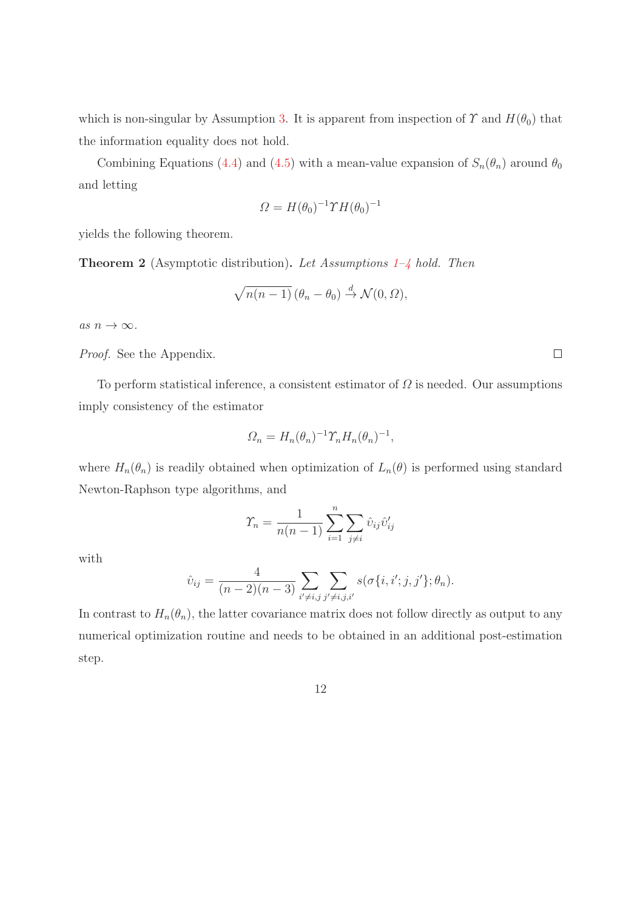which is non-singular by Assumption 3. It is apparent from inspection of $\Upsilon$ and $H(\theta_0)$ that the information equality does not hold.

Combining Equations (4.4) and (4.5) with a mean-value expansion of $S_n(\theta_n)$ around $\theta_0$ and letting

$$\Omega = H(\theta_0)^{-1}\Upsilon H(\theta_0)^{-1}$$

yields the following theorem.

**Theorem 2** (Asymptotic distribution)**.** *Let Assumptions 1–4 hold. Then*

$$\sqrt{n(n-1)}\,(\theta_n - \theta_0) \xrightarrow{d} \mathcal{N}(0, \Omega),$$

*as* $n \to \infty$.

*Proof.* See the Appendix. □

To perform statistical inference, a consistent estimator of $\Omega$ is needed. Our assumptions imply consistency of the estimator

$$\Omega_n = H_n(\theta_n)^{-1}\Upsilon_n H_n(\theta_n)^{-1},$$

where $H_n(\theta_n)$ is readily obtained when optimization of $L_n(\theta)$ is performed using standard Newton-Raphson type algorithms, and

$$\Upsilon_n = \frac{1}{n(n-1)} \sum_{i=1}^{n} \sum_{j \neq i} \hat{\upsilon}_{ij} \hat{\upsilon}_{ij}'$$

with

$$\hat{\upsilon}_{ij} = \frac{4}{(n-2)(n-3)} \sum_{i' \neq i,j} \sum_{j' \neq i,j,i'} s(\sigma\{i, i'; j, j'\}; \theta_n).$$

In contrast to $H_n(\theta_n)$, the latter covariance matrix does not follow directly as output to any numerical optimization routine and needs to be obtained in an additional post-estimation step.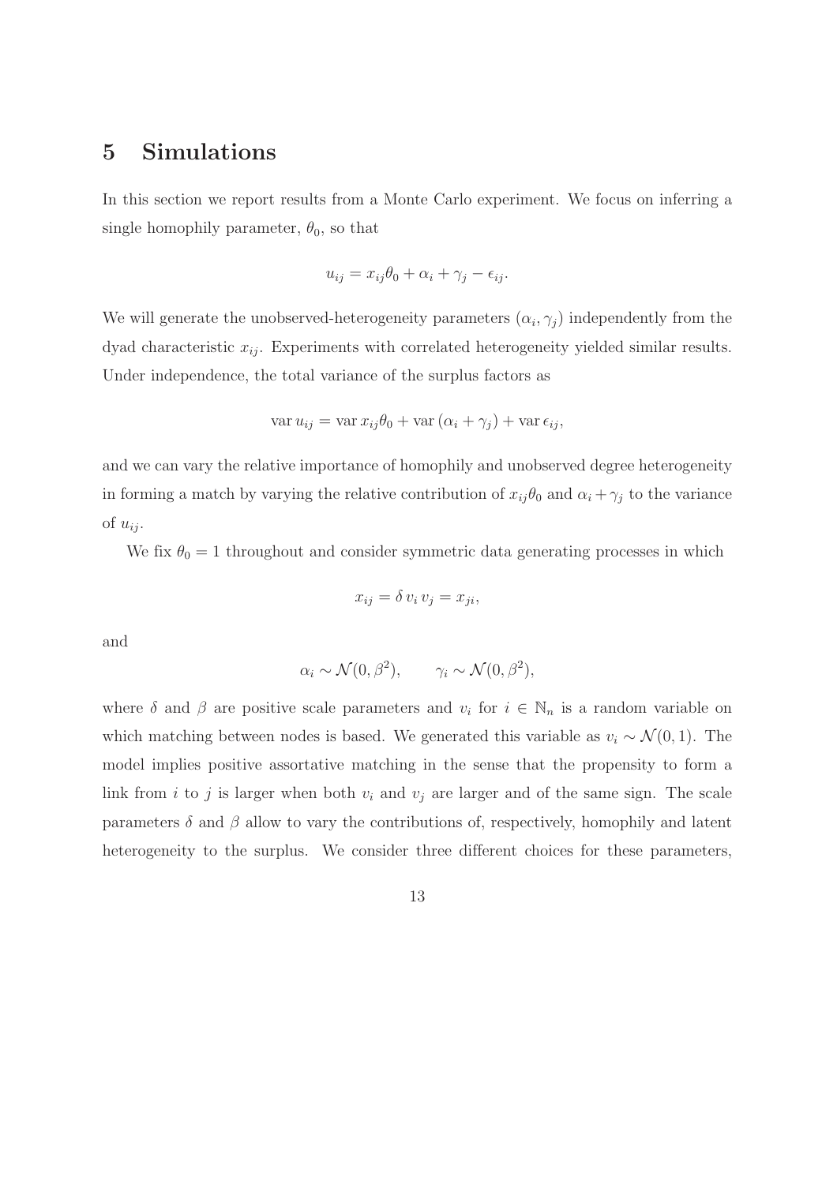# 5 Simulations

In this section we report results from a Monte Carlo experiment. We focus on inferring a single homophily parameter, $\theta_0$, so that

$$u_{ij} = x_{ij}\theta_0 + \alpha_i + \gamma_j - \epsilon_{ij}.$$

We will generate the unobserved-heterogeneity parameters $(\alpha_i, \gamma_j)$ independently from the dyad characteristic $x_{ij}$. Experiments with correlated heterogeneity yielded similar results. Under independence, the total variance of the surplus factors as

$$\operatorname{var} u_{ij} = \operatorname{var} x_{ij}\theta_0 + \operatorname{var}(\alpha_i + \gamma_j) + \operatorname{var} \epsilon_{ij},$$

and we can vary the relative importance of homophily and unobserved degree heterogeneity in forming a match by varying the relative contribution of $x_{ij}\theta_0$ and $\alpha_i + \gamma_j$ to the variance of $u_{ij}$.

We fix $\theta_0 = 1$ throughout and consider symmetric data generating processes in which

$$x_{ij} = \delta\, v_i\, v_j = x_{ji},$$

and

$$\alpha_i \sim \mathcal{N}(0, \beta^2), \qquad \gamma_i \sim \mathcal{N}(0, \beta^2),$$

where $\delta$ and $\beta$ are positive scale parameters and $v_i$ for $i \in \mathbb{N}_n$ is a random variable on which matching between nodes is based. We generated this variable as $v_i \sim \mathcal{N}(0, 1)$. The model implies positive assortative matching in the sense that the propensity to form a link from $i$ to $j$ is larger when both $v_i$ and $v_j$ are larger and of the same sign. The scale parameters $\delta$ and $\beta$ allow to vary the contributions of, respectively, homophily and latent heterogeneity to the surplus. We consider three different choices for these parameters,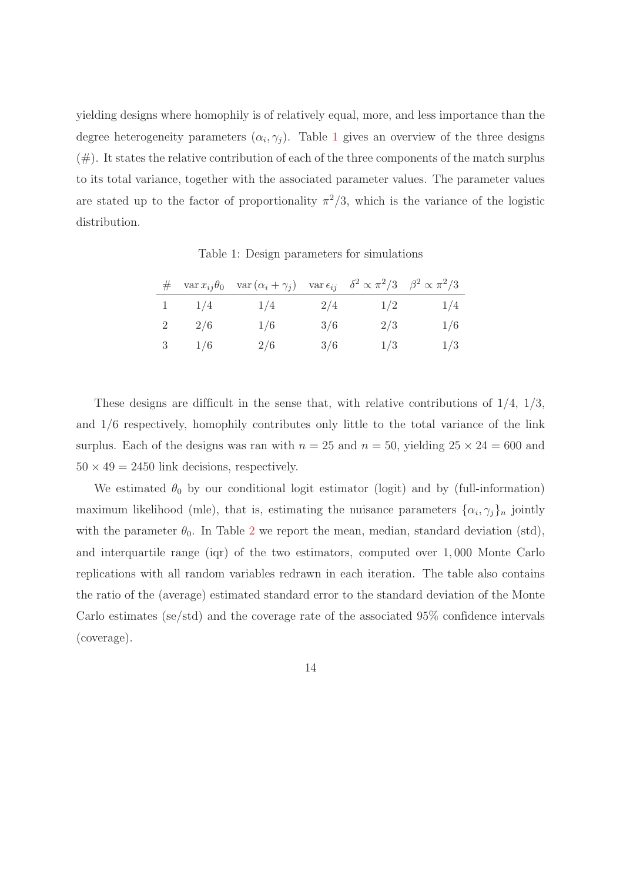yielding designs where homophily is of relatively equal, more, and less importance than the degree heterogeneity parameters $(\alpha_i, \gamma_j)$. Table 1 gives an overview of the three designs (#). It states the relative contribution of each of the three components of the match surplus to its total variance, together with the associated parameter values. The parameter values are stated up to the factor of proportionality $\pi^2/3$, which is the variance of the logistic distribution.

Table 1: Design parameters for simulations

| # | $\operatorname{var} x_{ij}\theta_0$ | $\operatorname{var}(\alpha_i + \gamma_j)$ | $\operatorname{var} \epsilon_{ij}$ | $\delta^2 \propto \pi^2/3$ | $\beta^2 \propto \pi^2/3$ |
|---|---|---|---|---|---|
| 1 | 1/4 | 1/4 | 2/4 | 1/2 | 1/4 |
| 2 | 2/6 | 1/6 | 3/6 | 2/3 | 1/6 |
| 3 | 1/6 | 2/6 | 3/6 | 1/3 | 1/3 |

These designs are difficult in the sense that, with relative contributions of 1/4, 1/3, and 1/6 respectively, homophily contributes only little to the total variance of the link surplus. Each of the designs was ran with $n = 25$ and $n = 50$, yielding $25 \times 24 = 600$ and $50 \times 49 = 2450$ link decisions, respectively.

We estimated $\theta_0$ by our conditional logit estimator (logit) and by (full-information) maximum likelihood (mle), that is, estimating the nuisance parameters $\{\alpha_i, \gamma_j\}_n$ jointly with the parameter $\theta_0$. In Table 2 we report the mean, median, standard deviation (std), and interquartile range (iqr) of the two estimators, computed over 1,000 Monte Carlo replications with all random variables redrawn in each iteration. The table also contains the ratio of the (average) estimated standard error to the standard deviation of the Monte Carlo estimates (se/std) and the coverage rate of the associated 95% confidence intervals (coverage).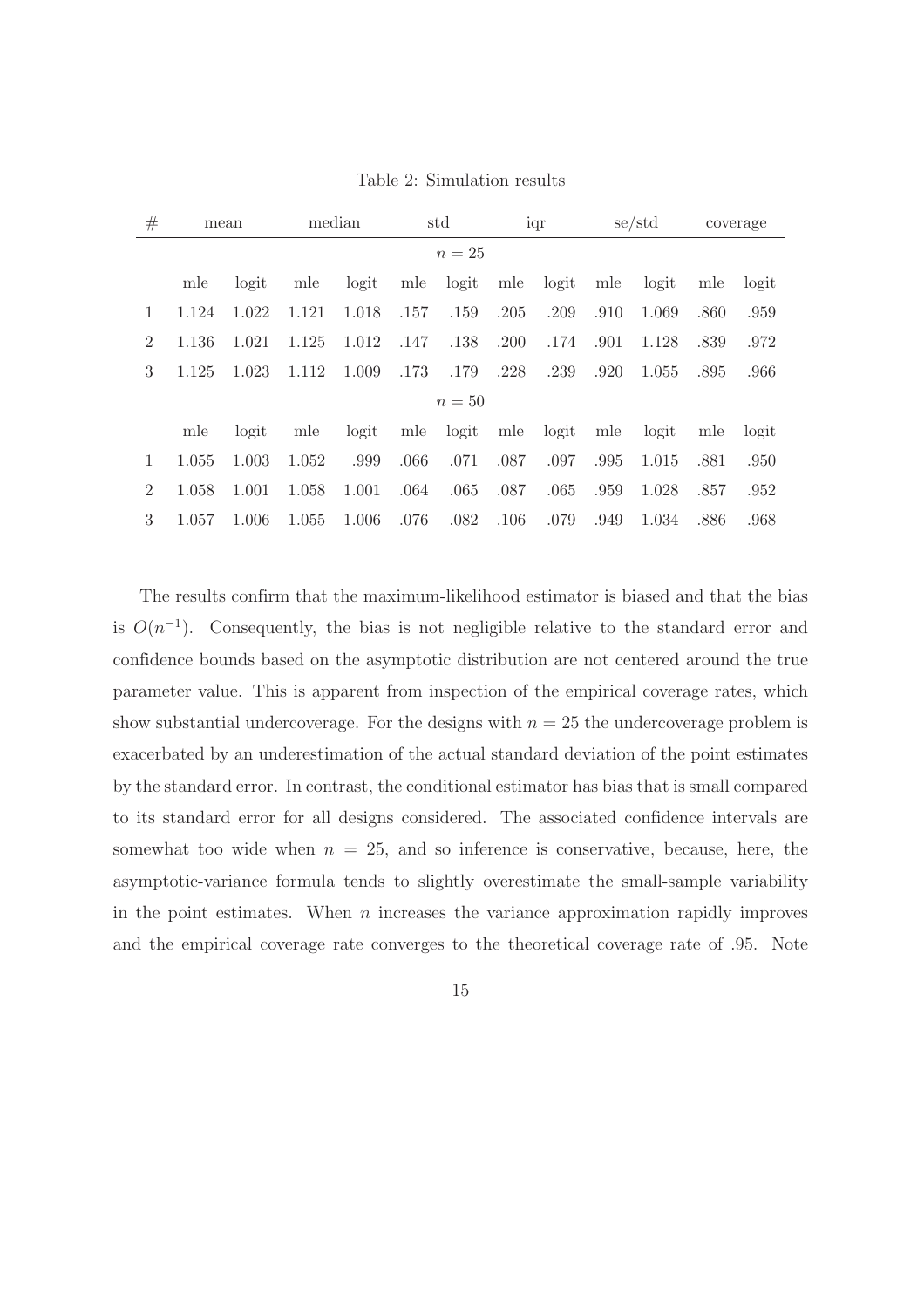Table 2: Simulation results

| # | mean | | median | | std | | iqr | | se/std | | coverage | |
|---|---|---|---|---|---|---|---|---|---|---|---|---|
| | | | | | | $n = 25$ | | | | | | |
| | mle | logit | mle | logit | mle | logit | mle | logit | mle | logit | mle | logit |
| 1 | 1.124 | 1.022 | 1.121 | 1.018 | .157 | .159 | .205 | .209 | .910 | 1.069 | .860 | .959 |
| 2 | 1.136 | 1.021 | 1.125 | 1.012 | .147 | .138 | .200 | .174 | .901 | 1.128 | .839 | .972 |
| 3 | 1.125 | 1.023 | 1.112 | 1.009 | .173 | .179 | .228 | .239 | .920 | 1.055 | .895 | .966 |
| | | | | | | $n = 50$ | | | | | | |
| | mle | logit | mle | logit | mle | logit | mle | logit | mle | logit | mle | logit |
| 1 | 1.055 | 1.003 | 1.052 | .999 | .066 | .071 | .087 | .097 | .995 | 1.015 | .881 | .950 |
| 2 | 1.058 | 1.001 | 1.058 | 1.001 | .064 | .065 | .087 | .065 | .959 | 1.028 | .857 | .952 |
| 3 | 1.057 | 1.006 | 1.055 | 1.006 | .076 | .082 | .106 | .079 | .949 | 1.034 | .886 | .968 |

The results confirm that the maximum-likelihood estimator is biased and that the bias is $O(n^{-1})$. Consequently, the bias is not negligible relative to the standard error and confidence bounds based on the asymptotic distribution are not centered around the true parameter value. This is apparent from inspection of the empirical coverage rates, which show substantial undercoverage. For the designs with $n = 25$ the undercoverage problem is exacerbated by an underestimation of the actual standard deviation of the point estimates by the standard error. In contrast, the conditional estimator has bias that is small compared to its standard error for all designs considered. The associated confidence intervals are somewhat too wide when $n = 25$, and so inference is conservative, because, here, the asymptotic-variance formula tends to slightly overestimate the small-sample variability in the point estimates. When $n$ increases the variance approximation rapidly improves and the empirical coverage rate converges to the theoretical coverage rate of .95. Note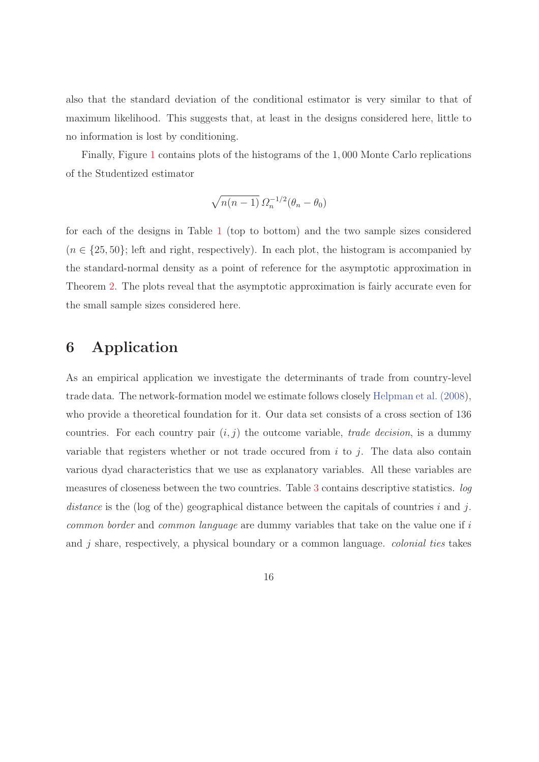also that the standard deviation of the conditional estimator is very similar to that of maximum likelihood. This suggests that, at least in the designs considered here, little to no information is lost by conditioning.

Finally, Figure 1 contains plots of the histograms of the 1,000 Monte Carlo replications of the Studentized estimator

$$\sqrt{n(n-1)}\, \Omega_n^{-1/2}(\theta_n - \theta_0)$$

for each of the designs in Table 1 (top to bottom) and the two sample sizes considered ($n \in \{25, 50\}$; left and right, respectively). In each plot, the histogram is accompanied by the standard-normal density as a point of reference for the asymptotic approximation in Theorem 2. The plots reveal that the asymptotic approximation is fairly accurate even for the small sample sizes considered here.

# 6 Application

As an empirical application we investigate the determinants of trade from country-level trade data. The network-formation model we estimate follows closely Helpman et al. (2008), who provide a theoretical foundation for it. Our data set consists of a cross section of 136 countries. For each country pair $(i, j)$ the outcome variable, *trade decision*, is a dummy variable that registers whether or not trade occured from $i$ to $j$. The data also contain various dyad characteristics that we use as explanatory variables. All these variables are measures of closeness between the two countries. Table 3 contains descriptive statistics. *log distance* is the (log of the) geographical distance between the capitals of countries $i$ and $j$. *common border* and *common language* are dummy variables that take on the value one if $i$ and $j$ share, respectively, a physical boundary or a common language. *colonial ties* takes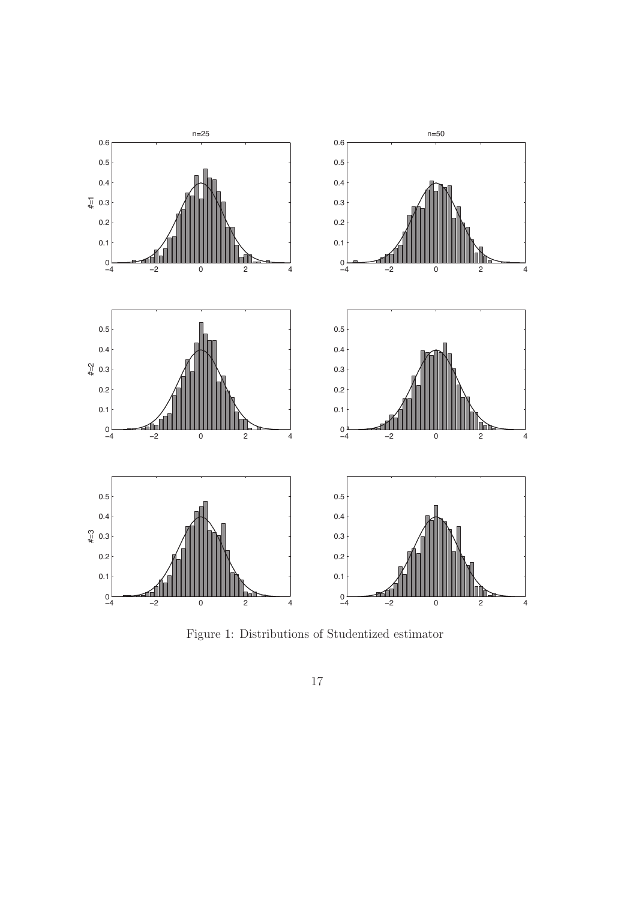Figure 1: Distributions of Studentized estimator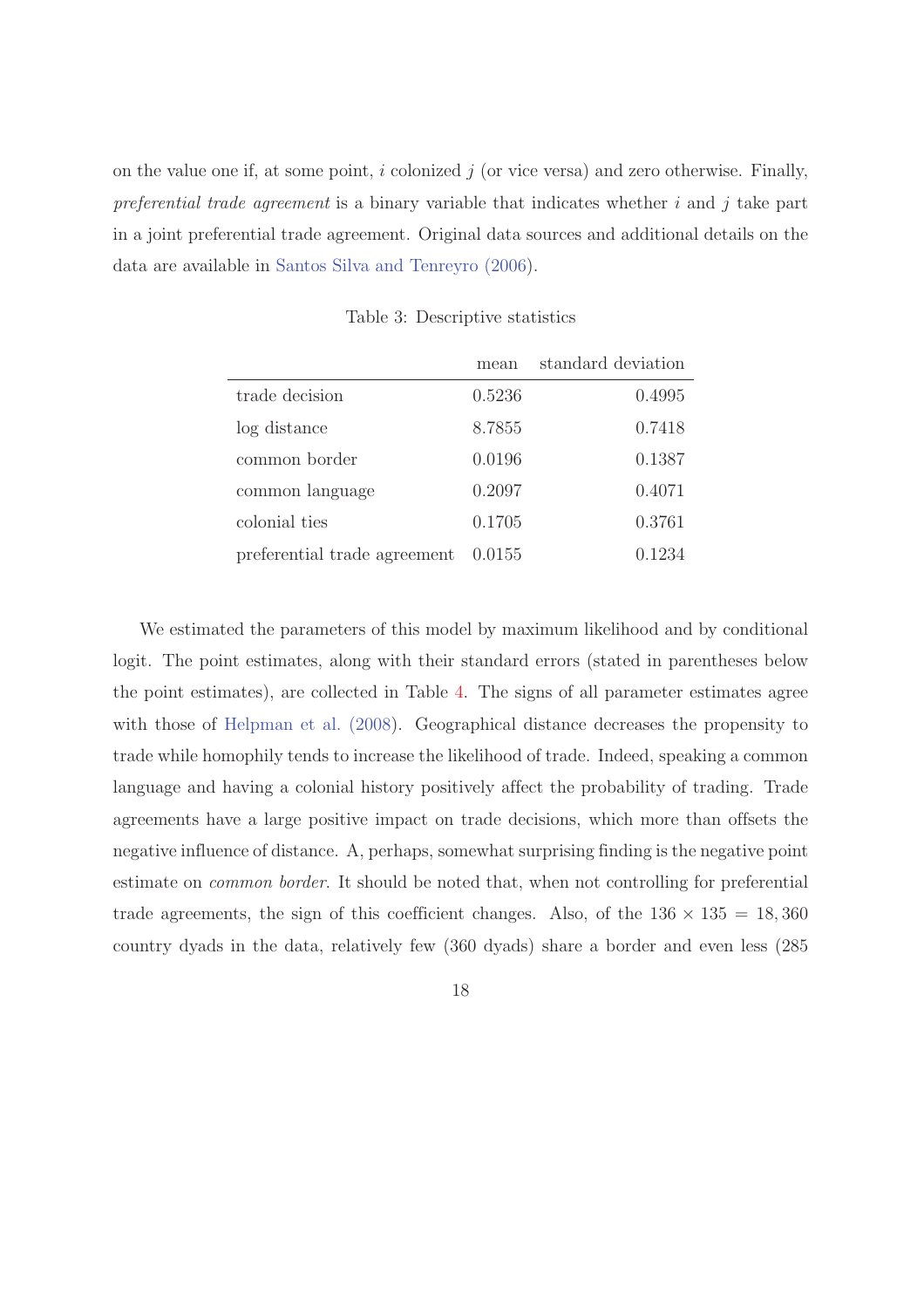on the value one if, at some point, $i$ colonized $j$ (or vice versa) and zero otherwise. Finally, *preferential trade agreement* is a binary variable that indicates whether $i$ and $j$ take part in a joint preferential trade agreement. Original data sources and additional details on the data are available in Santos Silva and Tenreyro (2006).

Table 3: Descriptive statistics

| | mean | standard deviation |
|---|---|---|
| trade decision | 0.5236 | 0.4995 |
| log distance | 8.7855 | 0.7418 |
| common border | 0.0196 | 0.1387 |
| common language | 0.2097 | 0.4071 |
| colonial ties | 0.1705 | 0.3761 |
| preferential trade agreement | 0.0155 | 0.1234 |

We estimated the parameters of this model by maximum likelihood and by conditional logit. The point estimates, along with their standard errors (stated in parentheses below the point estimates), are collected in Table 4. The signs of all parameter estimates agree with those of Helpman et al. (2008). Geographical distance decreases the propensity to trade while homophily tends to increase the likelihood of trade. Indeed, speaking a common language and having a colonial history positively affect the probability of trading. Trade agreements have a large positive impact on trade decisions, which more than offsets the negative influence of distance. A, perhaps, somewhat surprising finding is the negative point estimate on *common border*. It should be noted that, when not controlling for preferential trade agreements, the sign of this coefficient changes. Also, of the $136 \times 135 = 18,360$ country dyads in the data, relatively few (360 dyads) share a border and even less (285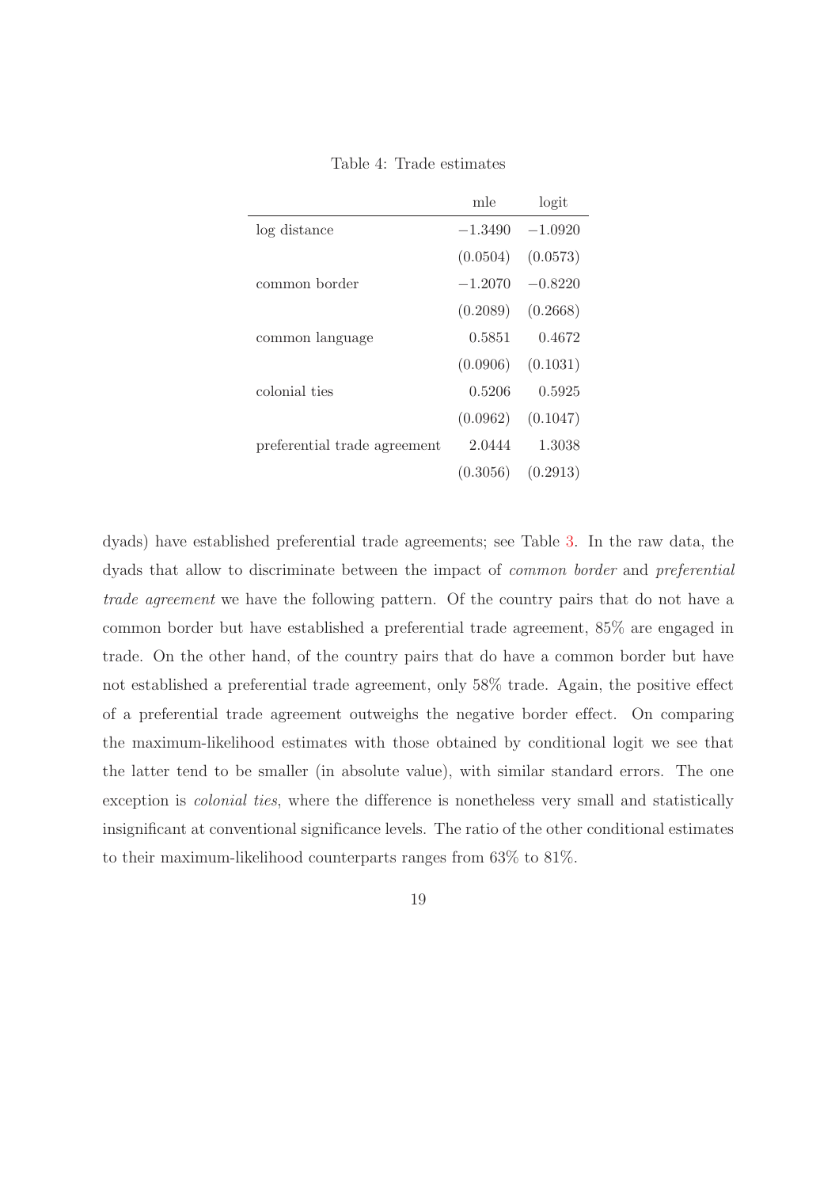Table 4: Trade estimates

| | mle | logit |
|---|---|---|
| log distance | $-1.3490$ | $-1.0920$ |
| | $(0.0504)$ | $(0.0573)$ |
| common border | $-1.2070$ | $-0.8220$ |
| | $(0.2089)$ | $(0.2668)$ |
| common language | $0.5851$ | $0.4672$ |
| | $(0.0906)$ | $(0.1031)$ |
| colonial ties | $0.5206$ | $0.5925$ |
| | $(0.0962)$ | $(0.1047)$ |
| preferential trade agreement | $2.0444$ | $1.3038$ |
| | $(0.3056)$ | $(0.2913)$ |

dyads) have established preferential trade agreements; see Table 3. In the raw data, the dyads that allow to discriminate between the impact of *common border* and *preferential trade agreement* we have the following pattern. Of the country pairs that do not have a common border but have established a preferential trade agreement, 85% are engaged in trade. On the other hand, of the country pairs that do have a common border but have not established a preferential trade agreement, only 58% trade. Again, the positive effect of a preferential trade agreement outweighs the negative border effect. On comparing the maximum-likelihood estimates with those obtained by conditional logit we see that the latter tend to be smaller (in absolute value), with similar standard errors. The one exception is *colonial ties*, where the difference is nonetheless very small and statistically insignificant at conventional significance levels. The ratio of the other conditional estimates to their maximum-likelihood counterparts ranges from 63% to 81%.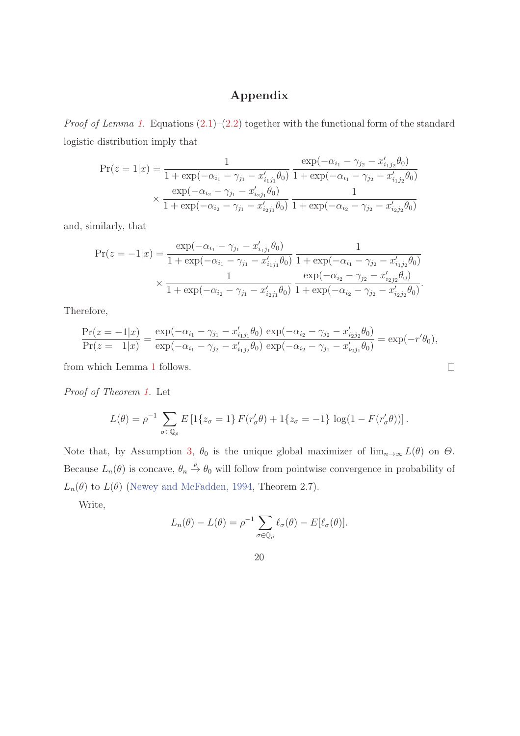## Appendix

*Proof of Lemma 1.* Equations (2.1)–(2.2) together with the functional form of the standard logistic distribution imply that

$$
\begin{aligned}
\Pr(z=1|x) = &\frac{1}{1+\exp(-\alpha_{i_1}-\gamma_{j_1}-x'_{i_1j_1}\theta_0)} \frac{\exp(-\alpha_{i_1}-\gamma_{j_2}-x'_{i_1j_2}\theta_0)}{1+\exp(-\alpha_{i_1}-\gamma_{j_2}-x'_{i_1j_2}\theta_0)} \\
&\times \frac{\exp(-\alpha_{i_2}-\gamma_{j_1}-x'_{i_2j_1}\theta_0)}{1+\exp(-\alpha_{i_2}-\gamma_{j_1}-x'_{i_2j_1}\theta_0)} \frac{1}{1+\exp(-\alpha_{i_2}-\gamma_{j_2}-x'_{i_2j_2}\theta_0)}
\end{aligned}
$$

and, similarly, that

$$
\begin{aligned}
\Pr(z=-1|x) = &\frac{\exp(-\alpha_{i_1}-\gamma_{j_1}-x'_{i_1j_1}\theta_0)}{1+\exp(-\alpha_{i_1}-\gamma_{j_1}-x'_{i_1j_1}\theta_0)} \frac{1}{1+\exp(-\alpha_{i_1}-\gamma_{j_2}-x'_{i_1j_2}\theta_0)} \\
&\times \frac{1}{1+\exp(-\alpha_{i_2}-\gamma_{j_1}-x'_{i_2j_1}\theta_0)} \frac{\exp(-\alpha_{i_2}-\gamma_{j_2}-x'_{i_2j_2}\theta_0)}{1+\exp(-\alpha_{i_2}-\gamma_{j_2}-x'_{i_2j_2}\theta_0)}.
\end{aligned}
$$

Therefore,

$$
\frac{\Pr(z=-1|x)}{\Pr(z=\;\;1|x)} = \frac{\exp(-\alpha_{i_1}-\gamma_{j_1}-x'_{i_1j_1}\theta_0)\,\exp(-\alpha_{i_2}-\gamma_{j_2}-x'_{i_2j_2}\theta_0)}{\exp(-\alpha_{i_1}-\gamma_{j_2}-x'_{i_1j_2}\theta_0)\,\exp(-\alpha_{i_2}-\gamma_{j_1}-x'_{i_2j_1}\theta_0)} = \exp(-r'\theta_0),
$$

from which Lemma 1 follows. □

*Proof of Theorem 1.* Let

$$
L(\theta) = \rho^{-1} \sum_{\sigma \in \mathbb{Q}_\rho} E\left[1\{z_\sigma = 1\}\, F(r'_\sigma\theta) + 1\{z_\sigma = -1\}\, \log(1 - F(r'_\sigma\theta))\right].
$$

Note that, by Assumption 3, $\theta_0$ is the unique global maximizer of $\lim_{n\to\infty} L(\theta)$ on $\Theta$. Because $L_n(\theta)$ is concave, $\theta_n \xrightarrow{p} \theta_0$ will follow from pointwise convergence in probability of $L_n(\theta)$ to $L(\theta)$ (Newey and McFadden, 1994, Theorem 2.7).

Write,

$$
L_n(\theta) - L(\theta) = \rho^{-1} \sum_{\sigma \in \mathbb{Q}_\rho} \ell_\sigma(\theta) - E[\ell_\sigma(\theta)].
$$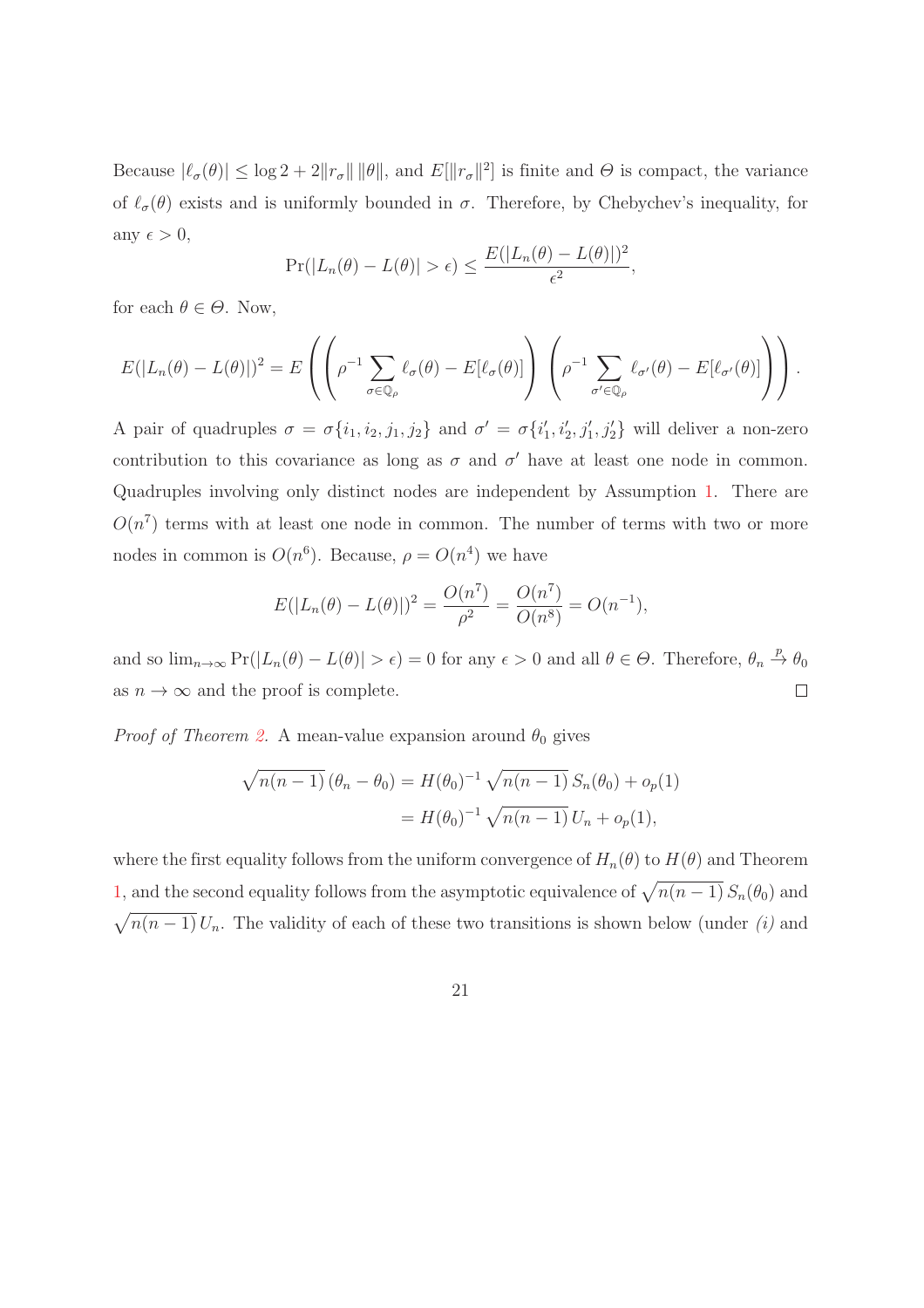Because $|\ell_\sigma(\theta)| \leq \log 2 + 2\|r_\sigma\| \, \|\theta\|$, and $E[\|r_\sigma\|^2]$ is finite and $\Theta$ is compact, the variance of $\ell_\sigma(\theta)$ exists and is uniformly bounded in $\sigma$. Therefore, by Chebychev's inequality, for any $\epsilon > 0$,

$$\Pr(|L_n(\theta) - L(\theta)| > \epsilon) \leq \frac{E(|L_n(\theta) - L(\theta)|)^2}{\epsilon^2},$$

for each $\theta \in \Theta$. Now,

$$E(|L_n(\theta) - L(\theta)|)^2 = E\left( \left( \rho^{-1} \sum_{\sigma \in \mathbb{Q}_\rho} \ell_\sigma(\theta) - E[\ell_\sigma(\theta)] \right) \left( \rho^{-1} \sum_{\sigma' \in \mathbb{Q}_\rho} \ell_{\sigma'}(\theta) - E[\ell_{\sigma'}(\theta)] \right) \right).$$

A pair of quadruples $\sigma = \sigma\{i_1, i_2, j_1, j_2\}$ and $\sigma' = \sigma\{i_1', i_2', j_1', j_2'\}$ will deliver a non-zero contribution to this covariance as long as $\sigma$ and $\sigma'$ have at least one node in common. Quadruples involving only distinct nodes are independent by Assumption 1. There are $O(n^7)$ terms with at least one node in common. The number of terms with two or more nodes in common is $O(n^6)$. Because, $\rho = O(n^4)$ we have

$$E(|L_n(\theta) - L(\theta)|)^2 = \frac{O(n^7)}{\rho^2} = \frac{O(n^7)}{O(n^8)} = O(n^{-1}),$$

and so $\lim_{n\to\infty} \Pr(|L_n(\theta) - L(\theta)| > \epsilon) = 0$ for any $\epsilon > 0$ and all $\theta \in \Theta$. Therefore, $\theta_n \xrightarrow{p} \theta_0$ as $n \to \infty$ and the proof is complete. □

*Proof of Theorem 2.* A mean-value expansion around $\theta_0$ gives

$$\begin{aligned}
\sqrt{n(n-1)}\,(\theta_n - \theta_0) &= H(\theta_0)^{-1} \sqrt{n(n-1)}\, S_n(\theta_0) + o_p(1) \\
&= H(\theta_0)^{-1} \sqrt{n(n-1)}\, U_n + o_p(1),
\end{aligned}$$

where the first equality follows from the uniform convergence of $H_n(\theta)$ to $H(\theta)$ and Theorem 1, and the second equality follows from the asymptotic equivalence of $\sqrt{n(n-1)}\, S_n(\theta_0)$ and $\sqrt{n(n-1)}\, U_n$. The validity of each of these two transitions is shown below (under *(i)* and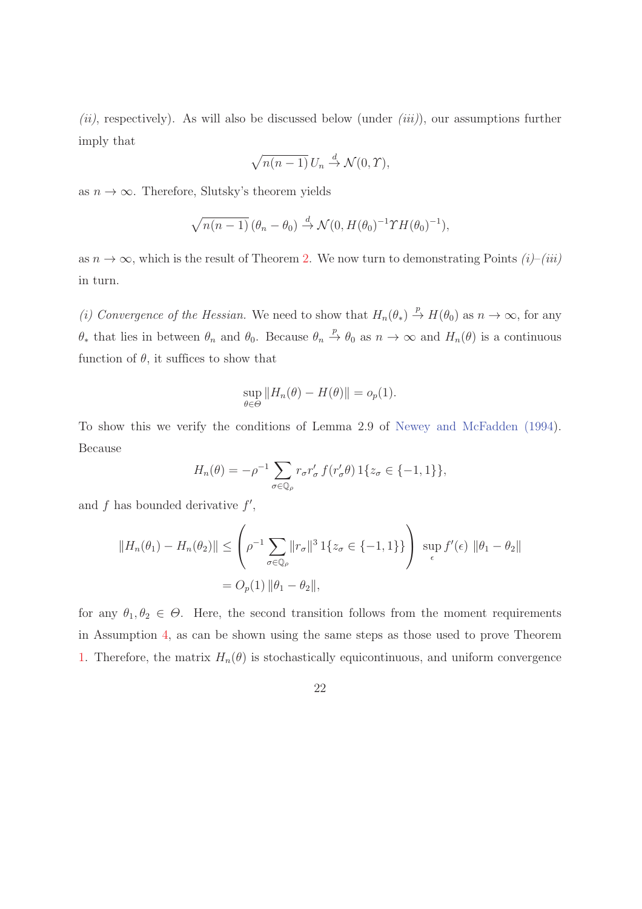*(ii)*, respectively). As will also be discussed below (under *(iii)*), our assumptions further imply that

$$\sqrt{n(n-1)}\, U_n \xrightarrow{d} \mathcal{N}(0, \Upsilon),$$

as $n \to \infty$. Therefore, Slutsky's theorem yields

$$\sqrt{n(n-1)}\, (\theta_n - \theta_0) \xrightarrow{d} \mathcal{N}(0, H(\theta_0)^{-1} \Upsilon H(\theta_0)^{-1}),$$

as $n \to \infty$, which is the result of Theorem 2. We now turn to demonstrating Points *(i)*–*(iii)* in turn.

*(i) Convergence of the Hessian.* We need to show that $H_n(\theta_*) \xrightarrow{p} H(\theta_0)$ as $n \to \infty$, for any $\theta_*$ that lies in between $\theta_n$ and $\theta_0$. Because $\theta_n \xrightarrow{p} \theta_0$ as $n \to \infty$ and $H_n(\theta)$ is a continuous function of $\theta$, it suffices to show that

$$\sup_{\theta \in \Theta} \|H_n(\theta) - H(\theta)\| = o_p(1).$$

To show this we verify the conditions of Lemma 2.9 of Newey and McFadden (1994). Because

$$H_n(\theta) = -\rho^{-1} \sum_{\sigma \in \mathbb{Q}_\rho} r_\sigma r_\sigma' \, f(r_\sigma' \theta) \, 1\{z_\sigma \in \{-1, 1\}\},$$

and $f$ has bounded derivative $f'$,

$$\begin{aligned}
\|H_n(\theta_1) - H_n(\theta_2)\| &\leq \left( \rho^{-1} \sum_{\sigma \in \mathbb{Q}_\rho} \|r_\sigma\|^3 \, 1\{z_\sigma \in \{-1, 1\}\} \right) \sup_{\epsilon} f'(\epsilon) \; \|\theta_1 - \theta_2\| \\
&= O_p(1) \, \|\theta_1 - \theta_2\|,
\end{aligned}$$

for any $\theta_1, \theta_2 \in \Theta$. Here, the second transition follows from the moment requirements in Assumption 4, as can be shown using the same steps as those used to prove Theorem 1. Therefore, the matrix $H_n(\theta)$ is stochastically equicontinuous, and uniform convergence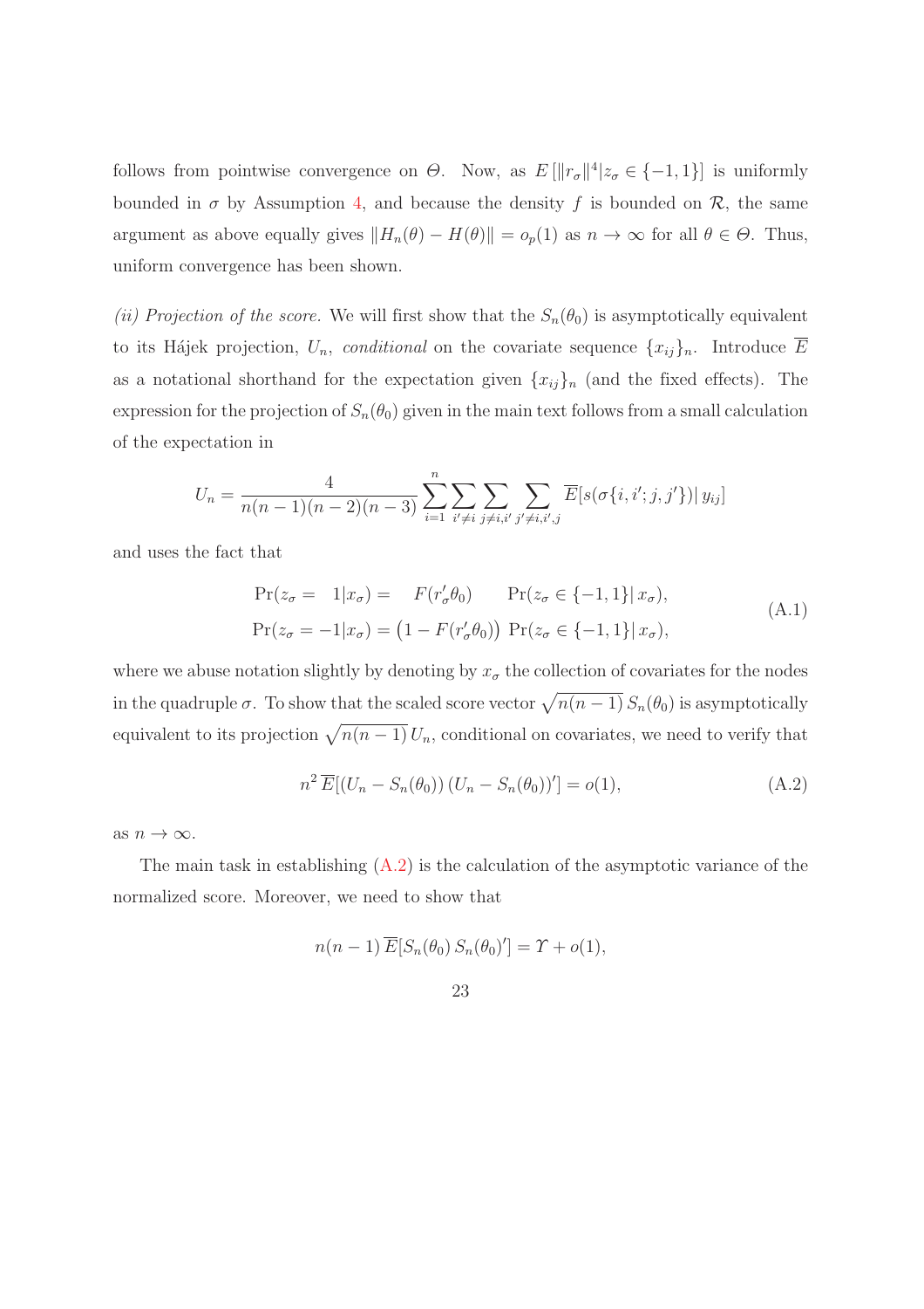follows from pointwise convergence on $\Theta$. Now, as $E\left[\|r_\sigma\|^4 | z_\sigma \in \{-1, 1\}\right]$ is uniformly bounded in $\sigma$ by Assumption 4, and because the density $f$ is bounded on $\mathcal{R}$, the same argument as above equally gives $\|H_n(\theta) - H(\theta)\| = o_p(1)$ as $n \to \infty$ for all $\theta \in \Theta$. Thus, uniform convergence has been shown.

*(ii) Projection of the score.* We will first show that the $S_n(\theta_0)$ is asymptotically equivalent to its Hájek projection, $U_n$, *conditional* on the covariate sequence $\{x_{ij}\}_n$. Introduce $\overline{E}$ as a notational shorthand for the expectation given $\{x_{ij}\}_n$ (and the fixed effects). The expression for the projection of $S_n(\theta_0)$ given in the main text follows from a small calculation of the expectation in

$$U_n = \frac{4}{n(n-1)(n-2)(n-3)} \sum_{i=1}^{n} \sum_{i' \neq i} \sum_{j \neq i,i'} \sum_{j' \neq i,i',j} \overline{E}[s(\sigma\{i,i';j,j'\}) | \, y_{ij}]$$

and uses the fact that

$$\begin{aligned}
\Pr(z_\sigma = \phantom{-}1 | x_\sigma) &= \phantom{\big(1 -} F(r_\sigma' \theta_0) \phantom{\big)} \quad \Pr(z_\sigma \in \{-1,1\} | \, x_\sigma), \\
\Pr(z_\sigma = -1 | x_\sigma) &= \big(1 - F(r_\sigma' \theta_0)\big) \; \Pr(z_\sigma \in \{-1,1\} | \, x_\sigma),
\end{aligned} \tag{A.1}$$

where we abuse notation slightly by denoting by $x_\sigma$ the collection of covariates for the nodes in the quadruple $\sigma$. To show that the scaled score vector $\sqrt{n(n-1)}\, S_n(\theta_0)$ is asymptotically equivalent to its projection $\sqrt{n(n-1)}\, U_n$, conditional on covariates, we need to verify that

$$n^2 \, \overline{E}[(U_n - S_n(\theta_0)) \, (U_n - S_n(\theta_0))'] = o(1), \tag{A.2}$$

as $n \to \infty$.

The main task in establishing (A.2) is the calculation of the asymptotic variance of the normalized score. Moreover, we need to show that

$$n(n-1) \, \overline{E}[S_n(\theta_0) \, S_n(\theta_0)'] = \Upsilon + o(1),$$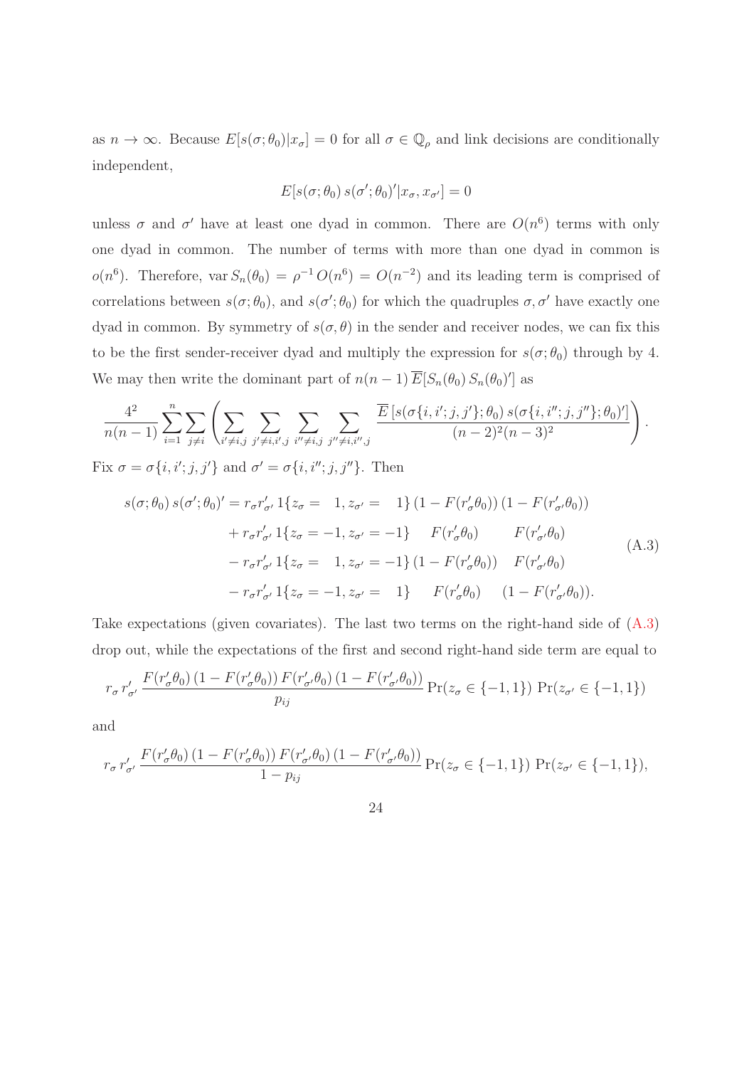as $n \to \infty$. Because $E[s(\sigma;\theta_0)|x_\sigma] = 0$ for all $\sigma \in \mathbb{Q}_\rho$ and link decisions are conditionally independent,

$$E[s(\sigma;\theta_0)\, s(\sigma';\theta_0)'|x_\sigma, x_{\sigma'}] = 0$$

unless $\sigma$ and $\sigma'$ have at least one dyad in common. There are $O(n^6)$ terms with only one dyad in common. The number of terms with more than one dyad in common is $o(n^6)$. Therefore, $\operatorname{var} S_n(\theta_0) = \rho^{-1}\, O(n^6) = O(n^{-2})$ and its leading term is comprised of correlations between $s(\sigma;\theta_0)$, and $s(\sigma';\theta_0)$ for which the quadruples $\sigma, \sigma'$ have exactly one dyad in common. By symmetry of $s(\sigma,\theta)$ in the sender and receiver nodes, we can fix this to be the first sender-receiver dyad and multiply the expression for $s(\sigma;\theta_0)$ through by 4. We may then write the dominant part of $n(n-1)\,\overline{E}[S_n(\theta_0)\, S_n(\theta_0)']$ as

$$\frac{4^2}{n(n-1)} \sum_{i=1}^n \sum_{j\neq i} \left( \sum_{i'\neq i,j} \sum_{j'\neq i,i',j} \sum_{i''\neq i,j} \sum_{j''\neq i,i'',j} \frac{\overline{E}\left[s(\sigma\{i,i';j,j'\};\theta_0)\, s(\sigma\{i,i'';j,j''\};\theta_0)'\right]}{(n-2)^2(n-3)^2} \right).$$

Fix $\sigma = \sigma\{i,i';j,j'\}$ and $\sigma' = \sigma\{i,i'';j,j''\}$. Then

$$\begin{aligned}
s(\sigma;\theta_0)\, s(\sigma';\theta_0)' = {} & r_\sigma r_{\sigma'}'\, 1\{z_\sigma = \phantom{-}1, z_{\sigma'} = \phantom{-}1\}\, (1 - F(r_\sigma'\theta_0))\, (1 - F(r_{\sigma'}'\theta_0)) \\
& + r_\sigma r_{\sigma'}'\, 1\{z_\sigma = -1, z_{\sigma'} = -1\} \quad F(r_\sigma'\theta_0) \qquad F(r_{\sigma'}'\theta_0) \\
& - r_\sigma r_{\sigma'}'\, 1\{z_\sigma = \phantom{-}1, z_{\sigma'} = -1\}\, (1 - F(r_\sigma'\theta_0)) \quad F(r_{\sigma'}'\theta_0) \\
& - r_\sigma r_{\sigma'}'\, 1\{z_\sigma = -1, z_{\sigma'} = \phantom{-}1\} \quad F(r_\sigma'\theta_0) \quad (1 - F(r_{\sigma'}'\theta_0)).
\end{aligned} \tag{A.3}$$

Take expectations (given covariates). The last two terms on the right-hand side of (A.3) drop out, while the expectations of the first and second right-hand side term are equal to

$$r_\sigma\, r_{\sigma'}'\, \frac{F(r_\sigma'\theta_0)\,(1 - F(r_\sigma'\theta_0))\, F(r_{\sigma'}'\theta_0)\,(1 - F(r_{\sigma'}'\theta_0))}{p_{ij}}\, \Pr(z_\sigma \in \{-1,1\})\, \Pr(z_{\sigma'} \in \{-1,1\})$$

and

$$r_\sigma\, r_{\sigma'}'\, \frac{F(r_\sigma'\theta_0)\,(1 - F(r_\sigma'\theta_0))\, F(r_{\sigma'}'\theta_0)\,(1 - F(r_{\sigma'}'\theta_0))}{1 - p_{ij}}\, \Pr(z_\sigma \in \{-1,1\})\, \Pr(z_{\sigma'} \in \{-1,1\}),$$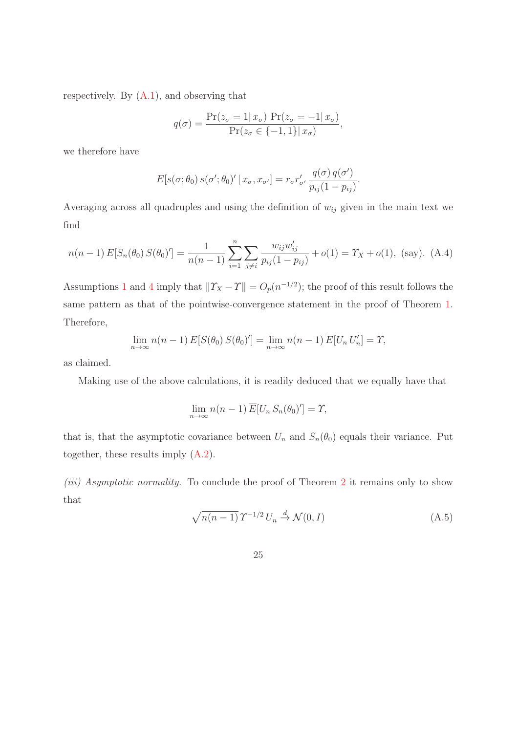respectively. By (A.1), and observing that

$$q(\sigma) = \frac{\Pr(z_\sigma = 1 |\, x_\sigma)\, \Pr(z_\sigma = -1 |\, x_\sigma)}{\Pr(z_\sigma \in \{-1, 1\} |\, x_\sigma)},$$

we therefore have

$$E[s(\sigma;\theta_0)\, s(\sigma';\theta_0)' \,|\, x_\sigma, x_{\sigma'}] = r_\sigma r'_{\sigma'} \, \frac{q(\sigma)\, q(\sigma')}{p_{ij}(1-p_{ij})}.$$

Averaging across all quadruples and using the definition of $w_{ij}$ given in the main text we find

$$n(n-1)\, \overline{E}[S_n(\theta_0)\, S(\theta_0)'] = \frac{1}{n(n-1)} \sum_{i=1}^{n} \sum_{j \neq i} \frac{w_{ij} w'_{ij}}{p_{ij}(1-p_{ij})} + o(1) = \Upsilon_X + o(1), \text{ (say).} \quad \text{(A.4)}$$

Assumptions 1 and 4 imply that $\|\Upsilon_X - \Upsilon\| = O_p(n^{-1/2})$; the proof of this result follows the same pattern as that of the pointwise-convergence statement in the proof of Theorem 1. Therefore,

$$\lim_{n\to\infty} n(n-1)\, \overline{E}[S(\theta_0)\, S(\theta_0)'] = \lim_{n\to\infty} n(n-1)\, \overline{E}[U_n\, U_n'] = \Upsilon,$$

as claimed.

Making use of the above calculations, it is readily deduced that we equally have that

$$\lim_{n\to\infty} n(n-1)\, \overline{E}[U_n\, S_n(\theta_0)'] = \Upsilon,$$

that is, that the asymptotic covariance between $U_n$ and $S_n(\theta_0)$ equals their variance. Put together, these results imply (A.2).

*(iii) Asymptotic normality.* To conclude the proof of Theorem 2 it remains only to show that

$$\sqrt{n(n-1)}\, \Upsilon^{-1/2}\, U_n \overset{d}{\to} \mathcal{N}(0, I) \quad \text{(A.5)}$$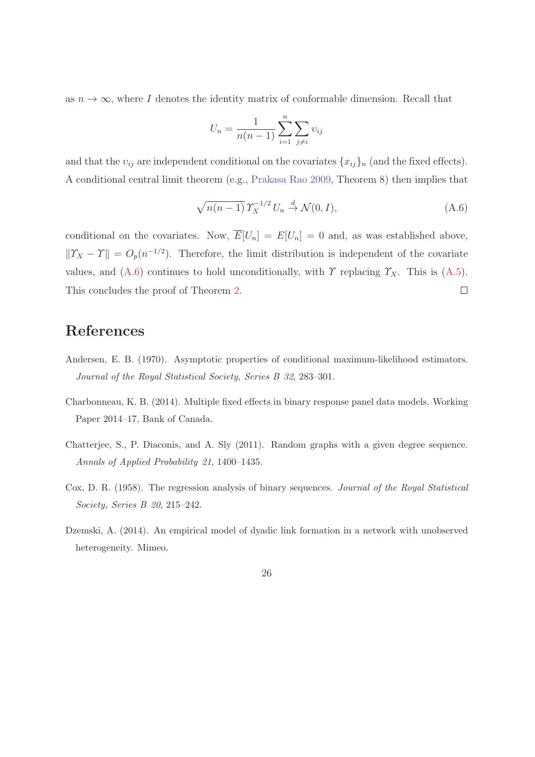as $n \to \infty$, where $I$ denotes the identity matrix of conformable dimension. Recall that

$$U_n = \frac{1}{n(n-1)} \sum_{i=1}^{n} \sum_{j \neq i} \upsilon_{ij}$$

and that the $\upsilon_{ij}$ are independent conditional on the covariates $\{x_{ij}\}_n$ (and the fixed effects). A conditional central limit theorem (e.g., Prakasa Rao 2009, Theorem 8) then implies that

$$\sqrt{n(n-1)}\, \Upsilon_X^{-1/2}\, U_n \xrightarrow{d} \mathcal{N}(0, I), \tag{A.6}$$

conditional on the covariates. Now, $\overline{E}[U_n] = E[U_n] = 0$ and, as was established above, $\|\Upsilon_X - \Upsilon\| = O_p(n^{-1/2})$. Therefore, the limit distribution is independent of the covariate values, and (A.6) continues to hold unconditionally, with $\Upsilon$ replacing $\Upsilon_X$. This is (A.5). This concludes the proof of Theorem 2. $\square$

## References

Andersen, E. B. (1970). Asymptotic properties of conditional maximum-likelihood estimators. *Journal of the Royal Statistical Society, Series B 32*, 283–301.

Charbonneau, K. B. (2014). Multiple fixed effects in binary response panel data models. Working Paper 2014–17, Bank of Canada.

Chatterjee, S., P. Diaconis, and A. Sly (2011). Random graphs with a given degree sequence. *Annals of Applied Probability 21*, 1400–1435.

Cox, D. R. (1958). The regression analysis of binary sequences. *Journal of the Royal Statistical Society, Series B 20*, 215–242.

Dzemski, A. (2014). An empirical model of dyadic link formation in a network with unobserved heterogeneity. Mimeo.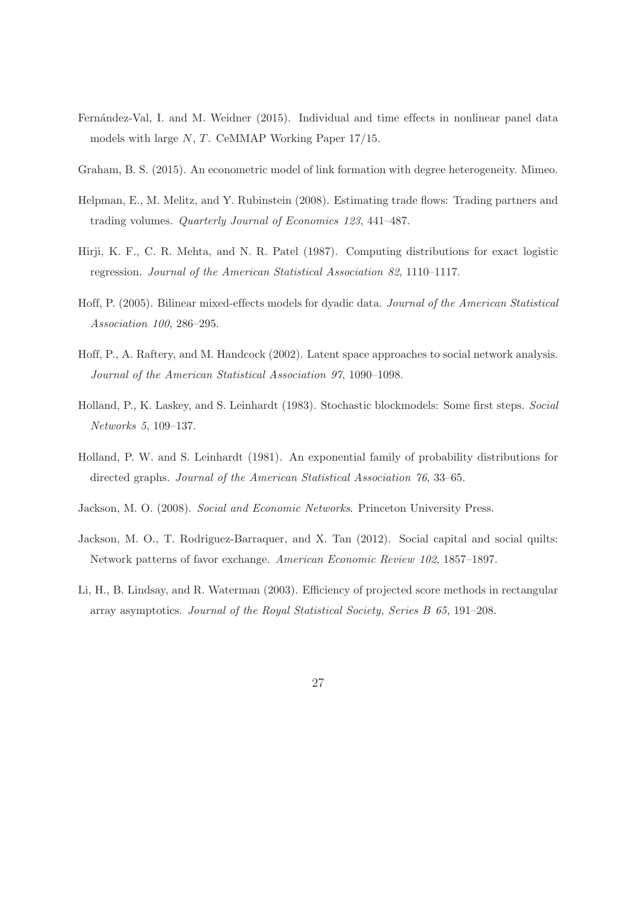Fernández-Val, I. and M. Weidner (2015). Individual and time effects in nonlinear panel data models with large $N$, $T$. CeMMAP Working Paper 17/15.

Graham, B. S. (2015). An econometric model of link formation with degree heterogeneity. Mimeo.

Helpman, E., M. Melitz, and Y. Rubinstein (2008). Estimating trade flows: Trading partners and trading volumes. *Quarterly Journal of Economics 123*, 441–487.

Hirji, K. F., C. R. Mehta, and N. R. Patel (1987). Computing distributions for exact logistic regression. *Journal of the American Statistical Association 82*, 1110–1117.

Hoff, P. (2005). Bilinear mixed-effects models for dyadic data. *Journal of the American Statistical Association 100*, 286–295.

Hoff, P., A. Raftery, and M. Handcock (2002). Latent space approaches to social network analysis. *Journal of the American Statistical Association 97*, 1090–1098.

Holland, P., K. Laskey, and S. Leinhardt (1983). Stochastic blockmodels: Some first steps. *Social Networks 5*, 109–137.

Holland, P. W. and S. Leinhardt (1981). An exponential family of probability distributions for directed graphs. *Journal of the American Statistical Association 76*, 33–65.

Jackson, M. O. (2008). *Social and Economic Networks*. Princeton University Press.

Jackson, M. O., T. Rodriguez-Barraquer, and X. Tan (2012). Social capital and social quilts: Network patterns of favor exchange. *American Economic Review 102*, 1857–1897.

Li, H., B. Lindsay, and R. Waterman (2003). Efficiency of projected score methods in rectangular array asymptotics. *Journal of the Royal Statistical Society, Series B 65*, 191–208.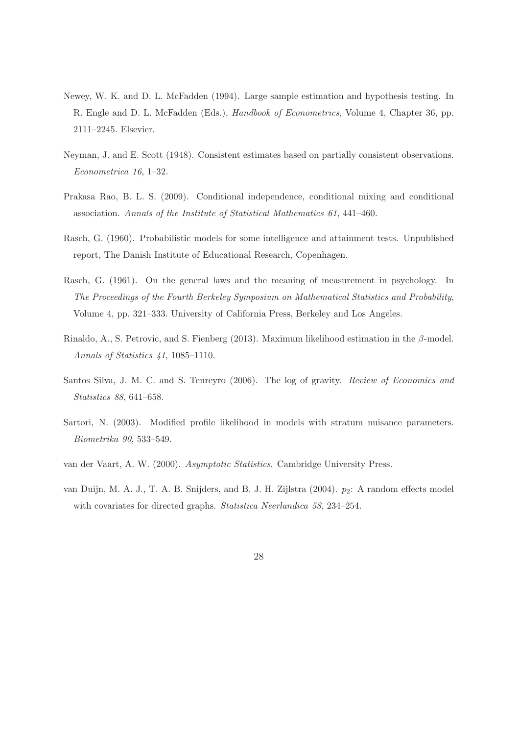Newey, W. K. and D. L. McFadden (1994). Large sample estimation and hypothesis testing. In R. Engle and D. L. McFadden (Eds.), *Handbook of Econometrics*, Volume 4, Chapter 36, pp. 2111–2245. Elsevier.

Neyman, J. and E. Scott (1948). Consistent estimates based on partially consistent observations. *Econometrica 16*, 1–32.

Prakasa Rao, B. L. S. (2009). Conditional independence, conditional mixing and conditional association. *Annals of the Institute of Statistical Mathematics 61*, 441–460.

Rasch, G. (1960). Probabilistic models for some intelligence and attainment tests. Unpublished report, The Danish Institute of Educational Research, Copenhagen.

Rasch, G. (1961). On the general laws and the meaning of measurement in psychology. In *The Proceedings of the Fourth Berkeley Symposium on Mathematical Statistics and Probability*, Volume 4, pp. 321–333. University of California Press, Berkeley and Los Angeles.

Rinaldo, A., S. Petrovic, and S. Fienberg (2013). Maximum likelihood estimation in the $\beta$-model. *Annals of Statistics 41*, 1085–1110.

Santos Silva, J. M. C. and S. Tenreyro (2006). The log of gravity. *Review of Economics and Statistics 88*, 641–658.

Sartori, N. (2003). Modified profile likelihood in models with stratum nuisance parameters. *Biometrika 90*, 533–549.

van der Vaart, A. W. (2000). *Asymptotic Statistics*. Cambridge University Press.

van Duijn, M. A. J., T. A. B. Snijders, and B. J. H. Zijlstra (2004). $p_2$: A random effects model with covariates for directed graphs. *Statistica Neerlandica 58*, 234–254.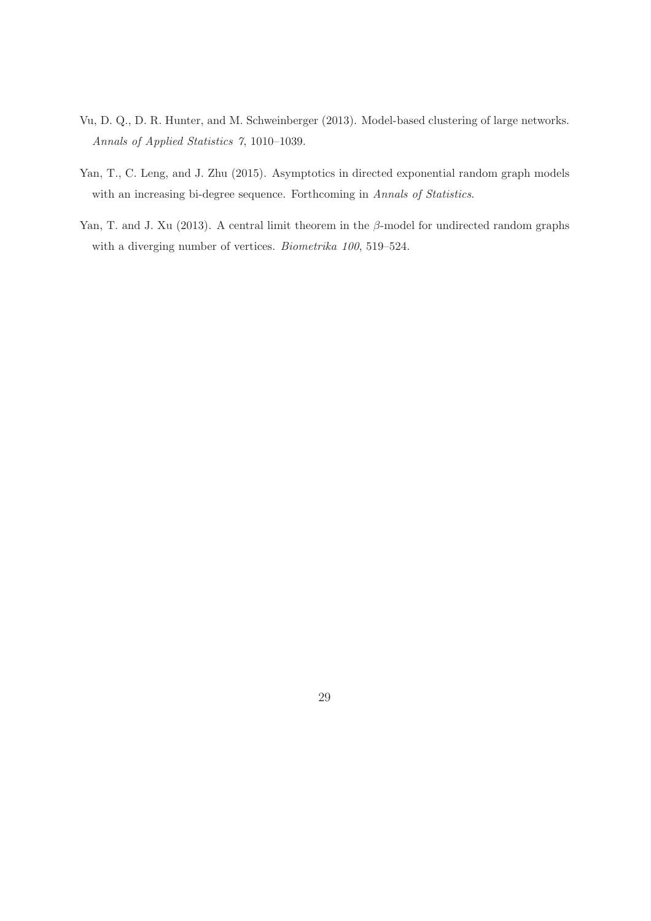Vu, D. Q., D. R. Hunter, and M. Schweinberger (2013). Model-based clustering of large networks. *Annals of Applied Statistics 7*, 1010–1039.

Yan, T., C. Leng, and J. Zhu (2015). Asymptotics in directed exponential random graph models with an increasing bi-degree sequence. Forthcoming in *Annals of Statistics*.

Yan, T. and J. Xu (2013). A central limit theorem in the $\beta$-model for undirected random graphs with a diverging number of vertices. *Biometrika 100*, 519–524.